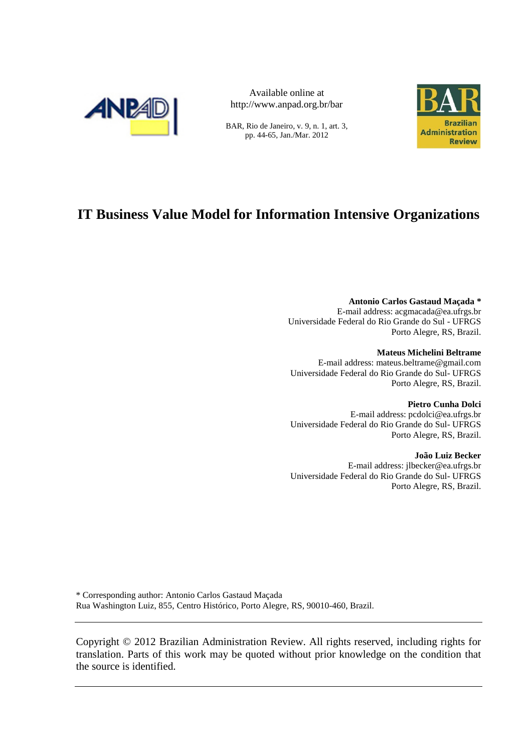Available online at
http://www.anpad.org.br/bar

BAR, Rio de Janeiro, v. 9, n. 1, art. 3,
pp. 44-65, Jan./Mar. 2012

# IT Business Value Model for Information Intensive Organizations

**Antonio Carlos Gastaud Maçada \***
E-mail address: acgmacada@ea.ufrgs.br
Universidade Federal do Rio Grande do Sul - UFRGS
Porto Alegre, RS, Brazil.

**Mateus Michelini Beltrame**
E-mail address: mateus.beltrame@gmail.com
Universidade Federal do Rio Grande do Sul- UFRGS
Porto Alegre, RS, Brazil.

**Pietro Cunha Dolci**
E-mail address: pcdolci@ea.ufrgs.br
Universidade Federal do Rio Grande do Sul- UFRGS
Porto Alegre, RS, Brazil.

**João Luiz Becker**
E-mail address: jlbecker@ea.ufrgs.br
Universidade Federal do Rio Grande do Sul- UFRGS
Porto Alegre, RS, Brazil.

\* Corresponding author: Antonio Carlos Gastaud Maçada
Rua Washington Luiz, 855, Centro Histórico, Porto Alegre, RS, 90010-460, Brazil.

Copyright © 2012 Brazilian Administration Review. All rights reserved, including rights for translation. Parts of this work may be quoted without prior knowledge on the condition that the source is identified.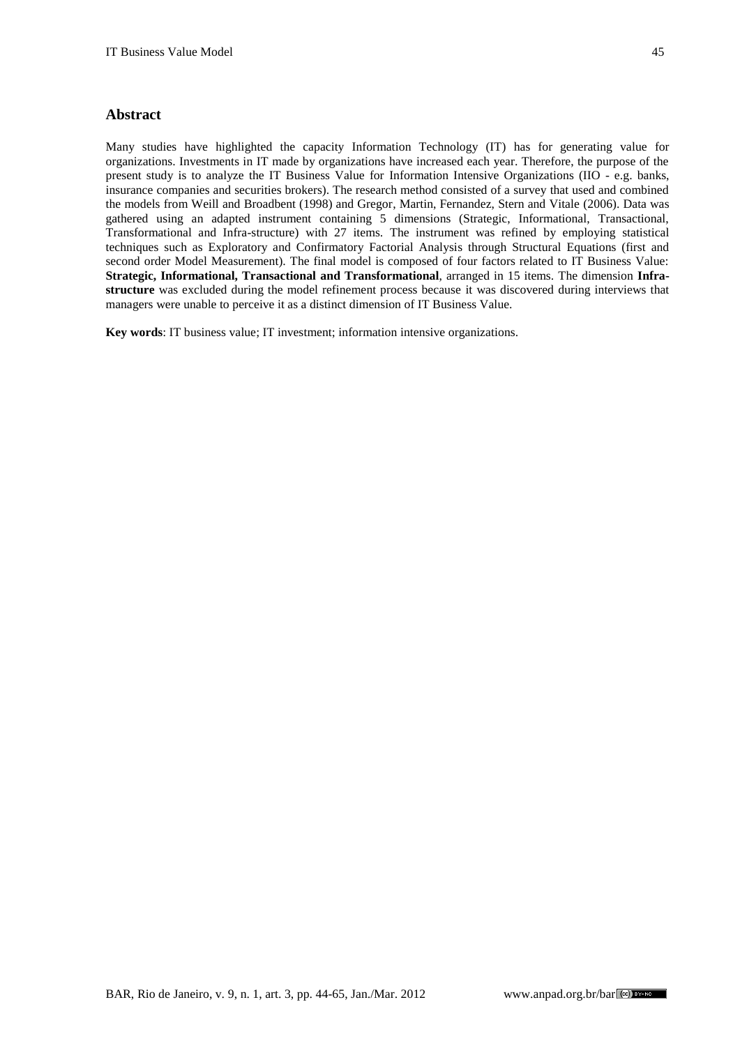## Abstract

Many studies have highlighted the capacity Information Technology (IT) has for generating value for organizations. Investments in IT made by organizations have increased each year. Therefore, the purpose of the present study is to analyze the IT Business Value for Information Intensive Organizations (IIO - e.g. banks, insurance companies and securities brokers). The research method consisted of a survey that used and combined the models from Weill and Broadbent (1998) and Gregor, Martin, Fernandez, Stern and Vitale (2006). Data was gathered using an adapted instrument containing 5 dimensions (Strategic, Informational, Transactional, Transformational and Infra-structure) with 27 items. The instrument was refined by employing statistical techniques such as Exploratory and Confirmatory Factorial Analysis through Structural Equations (first and second order Model Measurement). The final model is composed of four factors related to IT Business Value: **Strategic, Informational, Transactional and Transformational**, arranged in 15 items. The dimension **Infra-structure** was excluded during the model refinement process because it was discovered during interviews that managers were unable to perceive it as a distinct dimension of IT Business Value.

**Key words**: IT business value; IT investment; information intensive organizations.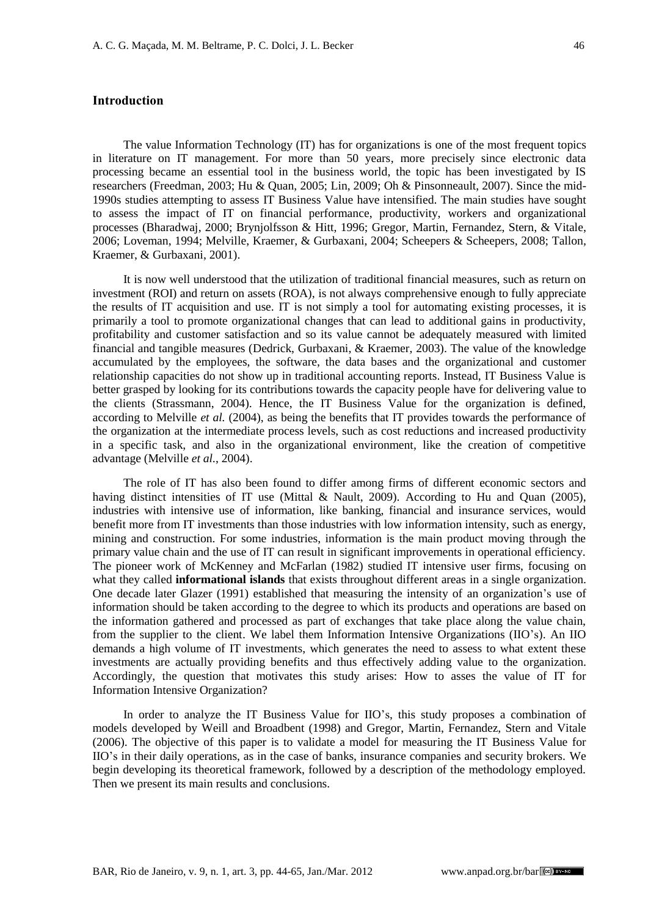## Introduction

The value Information Technology (IT) has for organizations is one of the most frequent topics in literature on IT management. For more than 50 years, more precisely since electronic data processing became an essential tool in the business world, the topic has been investigated by IS researchers (Freedman, 2003; Hu & Quan, 2005; Lin, 2009; Oh & Pinsonneault, 2007). Since the mid-1990s studies attempting to assess IT Business Value have intensified. The main studies have sought to assess the impact of IT on financial performance, productivity, workers and organizational processes (Bharadwaj, 2000; Brynjolfsson & Hitt, 1996; Gregor, Martin, Fernandez, Stern, & Vitale, 2006; Loveman, 1994; Melville, Kraemer, & Gurbaxani, 2004; Scheepers & Scheepers, 2008; Tallon, Kraemer, & Gurbaxani, 2001).

It is now well understood that the utilization of traditional financial measures, such as return on investment (ROI) and return on assets (ROA), is not always comprehensive enough to fully appreciate the results of IT acquisition and use. IT is not simply a tool for automating existing processes, it is primarily a tool to promote organizational changes that can lead to additional gains in productivity, profitability and customer satisfaction and so its value cannot be adequately measured with limited financial and tangible measures (Dedrick, Gurbaxani, & Kraemer, 2003). The value of the knowledge accumulated by the employees, the software, the data bases and the organizational and customer relationship capacities do not show up in traditional accounting reports. Instead, IT Business Value is better grasped by looking for its contributions towards the capacity people have for delivering value to the clients (Strassmann, 2004). Hence, the IT Business Value for the organization is defined, according to Melville *et al.* (2004), as being the benefits that IT provides towards the performance of the organization at the intermediate process levels, such as cost reductions and increased productivity in a specific task, and also in the organizational environment, like the creation of competitive advantage (Melville *et al.*, 2004).

The role of IT has also been found to differ among firms of different economic sectors and having distinct intensities of IT use (Mittal & Nault, 2009). According to Hu and Quan (2005), industries with intensive use of information, like banking, financial and insurance services, would benefit more from IT investments than those industries with low information intensity, such as energy, mining and construction. For some industries, information is the main product moving through the primary value chain and the use of IT can result in significant improvements in operational efficiency. The pioneer work of McKenney and McFarlan (1982) studied IT intensive user firms, focusing on what they called **informational islands** that exists throughout different areas in a single organization. One decade later Glazer (1991) established that measuring the intensity of an organization's use of information should be taken according to the degree to which its products and operations are based on the information gathered and processed as part of exchanges that take place along the value chain, from the supplier to the client. We label them Information Intensive Organizations (IIO's). An IIO demands a high volume of IT investments, which generates the need to assess to what extent these investments are actually providing benefits and thus effectively adding value to the organization. Accordingly, the question that motivates this study arises: How to asses the value of IT for Information Intensive Organization?

In order to analyze the IT Business Value for IIO's, this study proposes a combination of models developed by Weill and Broadbent (1998) and Gregor, Martin, Fernandez, Stern and Vitale (2006). The objective of this paper is to validate a model for measuring the IT Business Value for IIO's in their daily operations, as in the case of banks, insurance companies and security brokers. We begin developing its theoretical framework, followed by a description of the methodology employed. Then we present its main results and conclusions.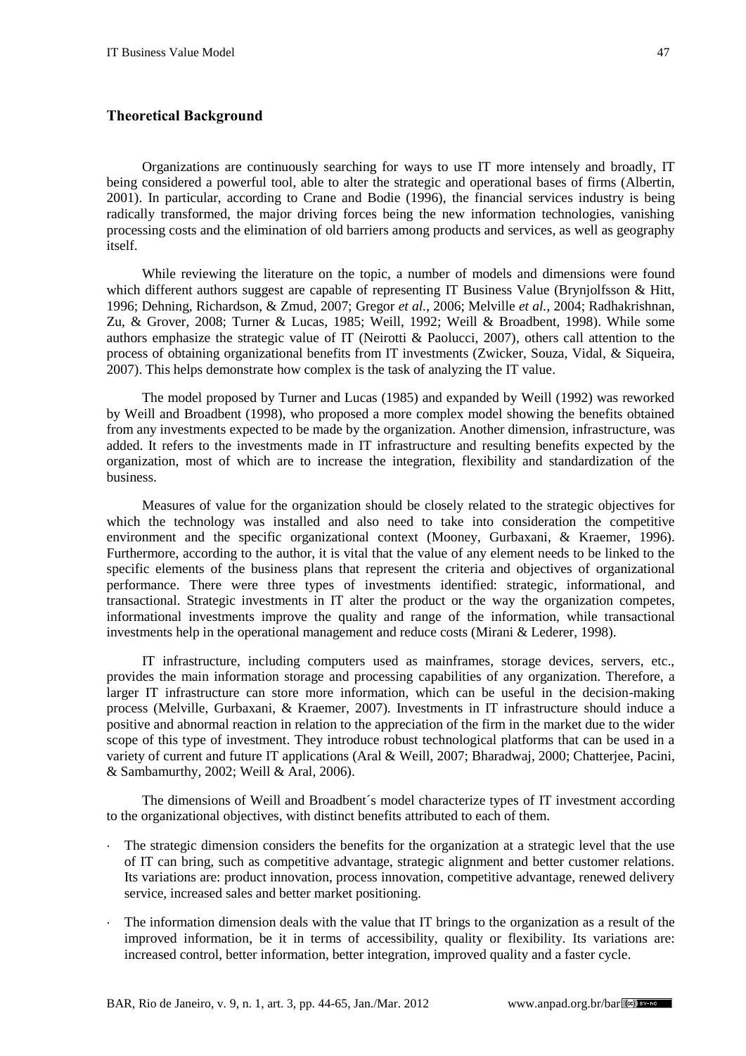## Theoretical Background

Organizations are continuously searching for ways to use IT more intensely and broadly, IT being considered a powerful tool, able to alter the strategic and operational bases of firms (Albertin, 2001). In particular, according to Crane and Bodie (1996), the financial services industry is being radically transformed, the major driving forces being the new information technologies, vanishing processing costs and the elimination of old barriers among products and services, as well as geography itself.

While reviewing the literature on the topic, a number of models and dimensions were found which different authors suggest are capable of representing IT Business Value (Brynjolfsson & Hitt, 1996; Dehning, Richardson, & Zmud, 2007; Gregor *et al.*, 2006; Melville *et al.*, 2004; Radhakrishnan, Zu, & Grover, 2008; Turner & Lucas, 1985; Weill, 1992; Weill & Broadbent, 1998). While some authors emphasize the strategic value of IT (Neirotti & Paolucci, 2007), others call attention to the process of obtaining organizational benefits from IT investments (Zwicker, Souza, Vidal, & Siqueira, 2007). This helps demonstrate how complex is the task of analyzing the IT value.

The model proposed by Turner and Lucas (1985) and expanded by Weill (1992) was reworked by Weill and Broadbent (1998), who proposed a more complex model showing the benefits obtained from any investments expected to be made by the organization. Another dimension, infrastructure, was added. It refers to the investments made in IT infrastructure and resulting benefits expected by the organization, most of which are to increase the integration, flexibility and standardization of the business.

Measures of value for the organization should be closely related to the strategic objectives for which the technology was installed and also need to take into consideration the competitive environment and the specific organizational context (Mooney, Gurbaxani, & Kraemer, 1996). Furthermore, according to the author, it is vital that the value of any element needs to be linked to the specific elements of the business plans that represent the criteria and objectives of organizational performance. There were three types of investments identified: strategic, informational, and transactional. Strategic investments in IT alter the product or the way the organization competes, informational investments improve the quality and range of the information, while transactional investments help in the operational management and reduce costs (Mirani & Lederer, 1998).

IT infrastructure, including computers used as mainframes, storage devices, servers, etc., provides the main information storage and processing capabilities of any organization. Therefore, a larger IT infrastructure can store more information, which can be useful in the decision-making process (Melville, Gurbaxani, & Kraemer, 2007). Investments in IT infrastructure should induce a positive and abnormal reaction in relation to the appreciation of the firm in the market due to the wider scope of this type of investment. They introduce robust technological platforms that can be used in a variety of current and future IT applications (Aral & Weill, 2007; Bharadwaj, 2000; Chatterjee, Pacini, & Sambamurthy, 2002; Weill & Aral, 2006).

The dimensions of Weill and Broadbent´s model characterize types of IT investment according to the organizational objectives, with distinct benefits attributed to each of them.

- The strategic dimension considers the benefits for the organization at a strategic level that the use of IT can bring, such as competitive advantage, strategic alignment and better customer relations. Its variations are: product innovation, process innovation, competitive advantage, renewed delivery service, increased sales and better market positioning.

- The information dimension deals with the value that IT brings to the organization as a result of the improved information, be it in terms of accessibility, quality or flexibility. Its variations are: increased control, better information, better integration, improved quality and a faster cycle.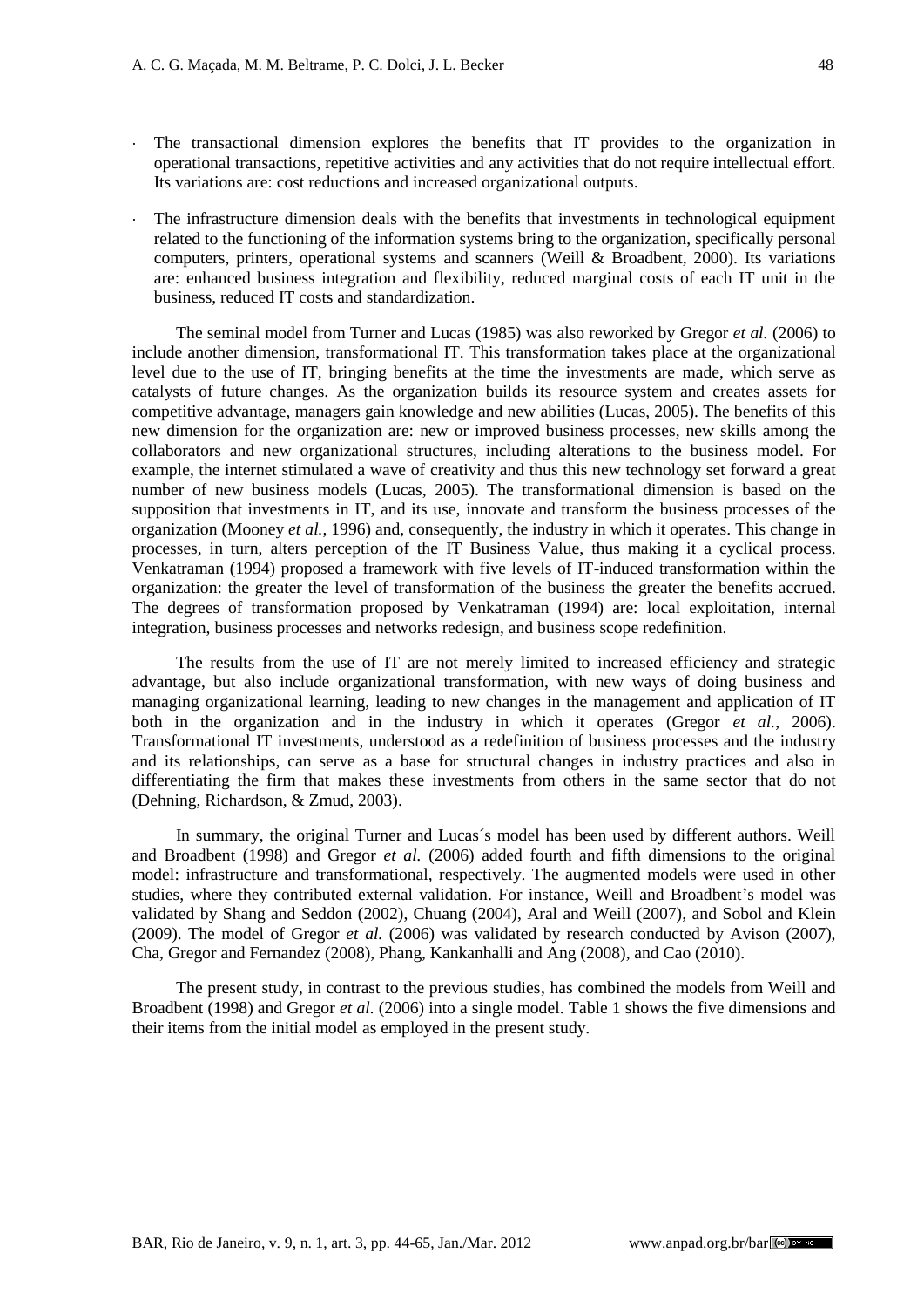- The transactional dimension explores the benefits that IT provides to the organization in operational transactions, repetitive activities and any activities that do not require intellectual effort. Its variations are: cost reductions and increased organizational outputs.

- The infrastructure dimension deals with the benefits that investments in technological equipment related to the functioning of the information systems bring to the organization, specifically personal computers, printers, operational systems and scanners (Weill & Broadbent, 2000). Its variations are: enhanced business integration and flexibility, reduced marginal costs of each IT unit in the business, reduced IT costs and standardization.

The seminal model from Turner and Lucas (1985) was also reworked by Gregor *et al.* (2006) to include another dimension, transformational IT. This transformation takes place at the organizational level due to the use of IT, bringing benefits at the time the investments are made, which serve as catalysts of future changes. As the organization builds its resource system and creates assets for competitive advantage, managers gain knowledge and new abilities (Lucas, 2005). The benefits of this new dimension for the organization are: new or improved business processes, new skills among the collaborators and new organizational structures, including alterations to the business model. For example, the internet stimulated a wave of creativity and thus this new technology set forward a great number of new business models (Lucas, 2005). The transformational dimension is based on the supposition that investments in IT, and its use, innovate and transform the business processes of the organization (Mooney *et al.*, 1996) and, consequently, the industry in which it operates. This change in processes, in turn, alters perception of the IT Business Value, thus making it a cyclical process. Venkatraman (1994) proposed a framework with five levels of IT-induced transformation within the organization: the greater the level of transformation of the business the greater the benefits accrued. The degrees of transformation proposed by Venkatraman (1994) are: local exploitation, internal integration, business processes and networks redesign, and business scope redefinition.

The results from the use of IT are not merely limited to increased efficiency and strategic advantage, but also include organizational transformation, with new ways of doing business and managing organizational learning, leading to new changes in the management and application of IT both in the organization and in the industry in which it operates (Gregor *et al.*, 2006). Transformational IT investments, understood as a redefinition of business processes and the industry and its relationships, can serve as a base for structural changes in industry practices and also in differentiating the firm that makes these investments from others in the same sector that do not (Dehning, Richardson, & Zmud, 2003).

In summary, the original Turner and Lucas´s model has been used by different authors. Weill and Broadbent (1998) and Gregor *et al.* (2006) added fourth and fifth dimensions to the original model: infrastructure and transformational, respectively. The augmented models were used in other studies, where they contributed external validation. For instance, Weill and Broadbent's model was validated by Shang and Seddon (2002), Chuang (2004), Aral and Weill (2007), and Sobol and Klein (2009). The model of Gregor *et al.* (2006) was validated by research conducted by Avison (2007), Cha, Gregor and Fernandez (2008), Phang, Kankanhalli and Ang (2008), and Cao (2010).

The present study, in contrast to the previous studies, has combined the models from Weill and Broadbent (1998) and Gregor *et al.* (2006) into a single model. Table 1 shows the five dimensions and their items from the initial model as employed in the present study.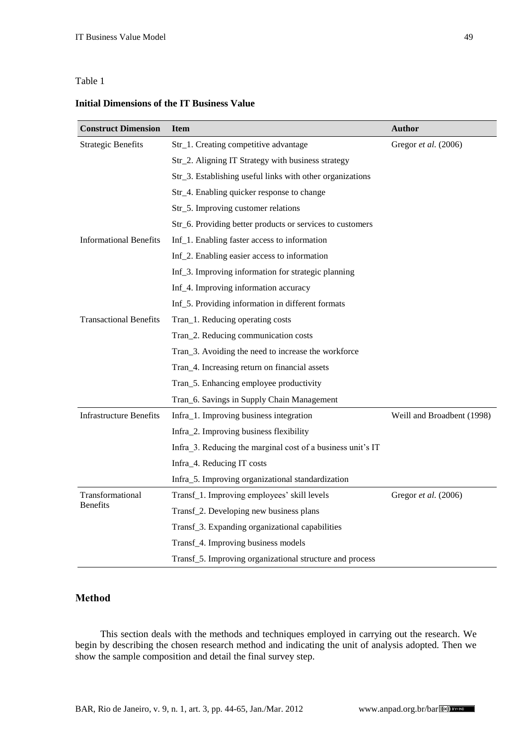Table 1

**Initial Dimensions of the IT Business Value**

| Construct Dimension | Item | Author |
|---|---|---|
| Strategic Benefits | Str_1. Creating competitive advantage | Gregor *et al.* (2006) |
| | Str_2. Aligning IT Strategy with business strategy | |
| | Str_3. Establishing useful links with other organizations | |
| | Str_4. Enabling quicker response to change | |
| | Str_5. Improving customer relations | |
| | Str_6. Providing better products or services to customers | |
| Informational Benefits | Inf_1. Enabling faster access to information | |
| | Inf_2. Enabling easier access to information | |
| | Inf_3. Improving information for strategic planning | |
| | Inf_4. Improving information accuracy | |
| | Inf_5. Providing information in different formats | |
| Transactional Benefits | Tran_1. Reducing operating costs | |
| | Tran_2. Reducing communication costs | |
| | Tran_3. Avoiding the need to increase the workforce | |
| | Tran_4. Increasing return on financial assets | |
| | Tran_5. Enhancing employee productivity | |
| | Tran_6. Savings in Supply Chain Management | |
| Infrastructure Benefits | Infra_1. Improving business integration | Weill and Broadbent (1998) |
| | Infra_2. Improving business flexibility | |
| | Infra_3. Reducing the marginal cost of a business unit's IT | |
| | Infra_4. Reducing IT costs | |
| | Infra_5. Improving organizational standardization | |
| Transformational Benefits | Transf_1. Improving employees' skill levels | Gregor *et al.* (2006) |
| | Transf_2. Developing new business plans | |
| | Transf_3. Expanding organizational capabilities | |
| | Transf_4. Improving business models | |
| | Transf_5. Improving organizational structure and process | |

## Method

This section deals with the methods and techniques employed in carrying out the research. We begin by describing the chosen research method and indicating the unit of analysis adopted. Then we show the sample composition and detail the final survey step.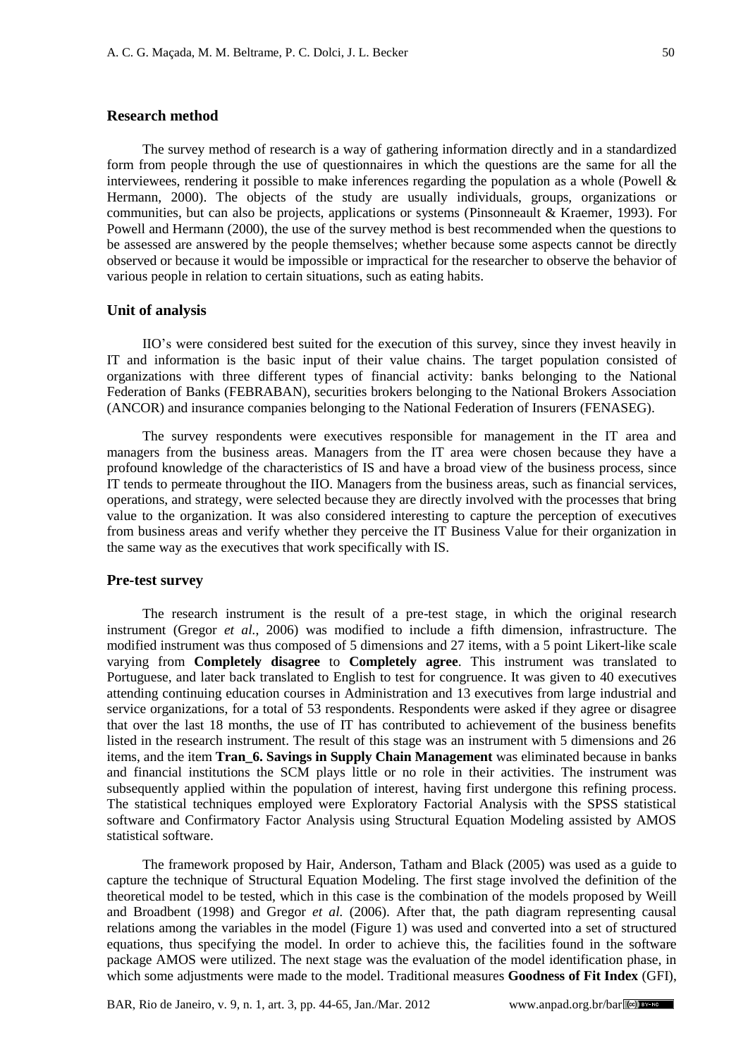## Research method

The survey method of research is a way of gathering information directly and in a standardized form from people through the use of questionnaires in which the questions are the same for all the interviewees, rendering it possible to make inferences regarding the population as a whole (Powell & Hermann, 2000). The objects of the study are usually individuals, groups, organizations or communities, but can also be projects, applications or systems (Pinsonneault & Kraemer, 1993). For Powell and Hermann (2000), the use of the survey method is best recommended when the questions to be assessed are answered by the people themselves; whether because some aspects cannot be directly observed or because it would be impossible or impractical for the researcher to observe the behavior of various people in relation to certain situations, such as eating habits.

## Unit of analysis

IIO's were considered best suited for the execution of this survey, since they invest heavily in IT and information is the basic input of their value chains. The target population consisted of organizations with three different types of financial activity: banks belonging to the National Federation of Banks (FEBRABAN), securities brokers belonging to the National Brokers Association (ANCOR) and insurance companies belonging to the National Federation of Insurers (FENASEG).

The survey respondents were executives responsible for management in the IT area and managers from the business areas. Managers from the IT area were chosen because they have a profound knowledge of the characteristics of IS and have a broad view of the business process, since IT tends to permeate throughout the IIO. Managers from the business areas, such as financial services, operations, and strategy, were selected because they are directly involved with the processes that bring value to the organization. It was also considered interesting to capture the perception of executives from business areas and verify whether they perceive the IT Business Value for their organization in the same way as the executives that work specifically with IS.

## Pre-test survey

The research instrument is the result of a pre-test stage, in which the original research instrument (Gregor *et al.*, 2006) was modified to include a fifth dimension, infrastructure. The modified instrument was thus composed of 5 dimensions and 27 items, with a 5 point Likert-like scale varying from **Completely disagree** to **Completely agree**. This instrument was translated to Portuguese, and later back translated to English to test for congruence. It was given to 40 executives attending continuing education courses in Administration and 13 executives from large industrial and service organizations, for a total of 53 respondents. Respondents were asked if they agree or disagree that over the last 18 months, the use of IT has contributed to achievement of the business benefits listed in the research instrument. The result of this stage was an instrument with 5 dimensions and 26 items, and the item **Tran_6. Savings in Supply Chain Management** was eliminated because in banks and financial institutions the SCM plays little or no role in their activities. The instrument was subsequently applied within the population of interest, having first undergone this refining process. The statistical techniques employed were Exploratory Factorial Analysis with the SPSS statistical software and Confirmatory Factor Analysis using Structural Equation Modeling assisted by AMOS statistical software.

The framework proposed by Hair, Anderson, Tatham and Black (2005) was used as a guide to capture the technique of Structural Equation Modeling. The first stage involved the definition of the theoretical model to be tested, which in this case is the combination of the models proposed by Weill and Broadbent (1998) and Gregor *et al.* (2006). After that, the path diagram representing causal relations among the variables in the model (Figure 1) was used and converted into a set of structured equations, thus specifying the model. In order to achieve this, the facilities found in the software package AMOS were utilized. The next stage was the evaluation of the model identification phase, in which some adjustments were made to the model. Traditional measures **Goodness of Fit Index** (GFI),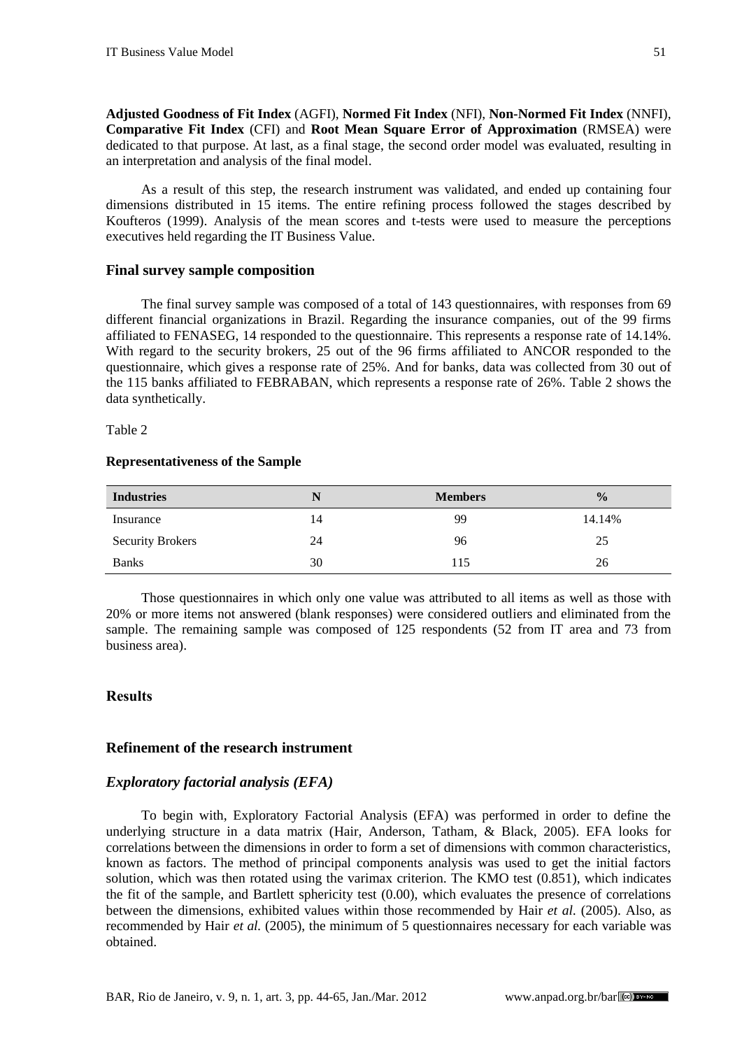**Adjusted Goodness of Fit Index** (AGFI), **Normed Fit Index** (NFI), **Non-Normed Fit Index** (NNFI), **Comparative Fit Index** (CFI) and **Root Mean Square Error of Approximation** (RMSEA) were dedicated to that purpose. At last, as a final stage, the second order model was evaluated, resulting in an interpretation and analysis of the final model.

As a result of this step, the research instrument was validated, and ended up containing four dimensions distributed in 15 items. The entire refining process followed the stages described by Koufteros (1999). Analysis of the mean scores and t-tests were used to measure the perceptions executives held regarding the IT Business Value.

### Final survey sample composition

The final survey sample was composed of a total of 143 questionnaires, with responses from 69 different financial organizations in Brazil. Regarding the insurance companies, out of the 99 firms affiliated to FENASEG, 14 responded to the questionnaire. This represents a response rate of 14.14%. With regard to the security brokers, 25 out of the 96 firms affiliated to ANCOR responded to the questionnaire, which gives a response rate of 25%. And for banks, data was collected from 30 out of the 115 banks affiliated to FEBRABAN, which represents a response rate of 26%. Table 2 shows the data synthetically.

Table 2

**Representativeness of the Sample**

| Industries | N | Members | % |
|---|---|---|---|
| Insurance | 14 | 99 | 14.14% |
| Security Brokers | 24 | 96 | 25 |
| Banks | 30 | 115 | 26 |

Those questionnaires in which only one value was attributed to all items as well as those with 20% or more items not answered (blank responses) were considered outliers and eliminated from the sample. The remaining sample was composed of 125 respondents (52 from IT area and 73 from business area).

## Results

### Refinement of the research instrument

#### *Exploratory factorial analysis (EFA)*

To begin with, Exploratory Factorial Analysis (EFA) was performed in order to define the underlying structure in a data matrix (Hair, Anderson, Tatham, & Black, 2005). EFA looks for correlations between the dimensions in order to form a set of dimensions with common characteristics, known as factors. The method of principal components analysis was used to get the initial factors solution, which was then rotated using the varimax criterion. The KMO test (0.851), which indicates the fit of the sample, and Bartlett sphericity test (0.00), which evaluates the presence of correlations between the dimensions, exhibited values within those recommended by Hair *et al.* (2005). Also, as recommended by Hair *et al.* (2005), the minimum of 5 questionnaires necessary for each variable was obtained.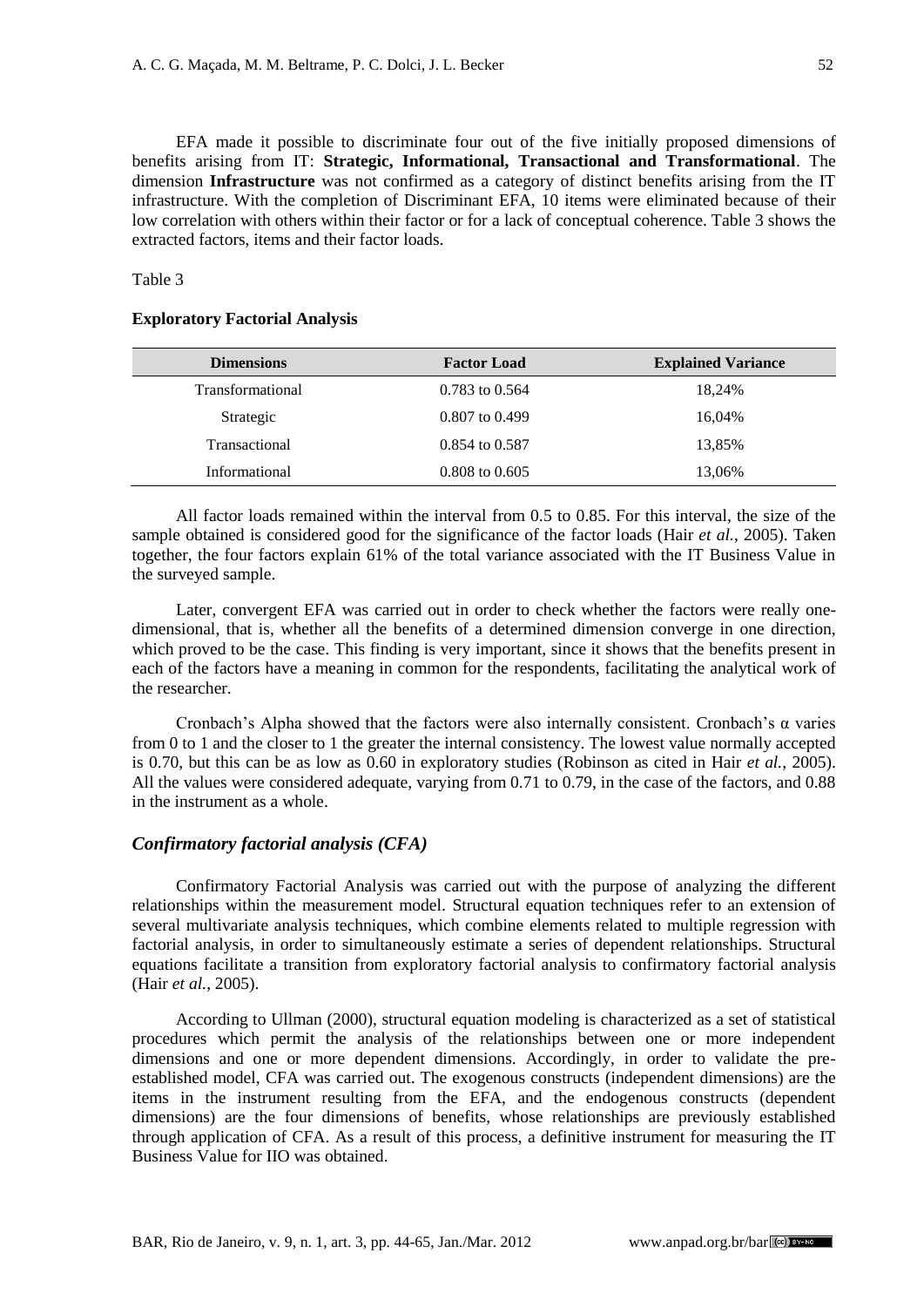EFA made it possible to discriminate four out of the five initially proposed dimensions of benefits arising from IT: **Strategic, Informational, Transactional and Transformational**. The dimension **Infrastructure** was not confirmed as a category of distinct benefits arising from the IT infrastructure. With the completion of Discriminant EFA, 10 items were eliminated because of their low correlation with others within their factor or for a lack of conceptual coherence. Table 3 shows the extracted factors, items and their factor loads.

Table 3

**Exploratory Factorial Analysis**

| Dimensions | Factor Load | Explained Variance |
|---|---|---|
| Transformational | 0.783 to 0.564 | 18,24% |
| Strategic | 0.807 to 0.499 | 16,04% |
| Transactional | 0.854 to 0.587 | 13,85% |
| Informational | 0.808 to 0.605 | 13,06% |

All factor loads remained within the interval from 0.5 to 0.85. For this interval, the size of the sample obtained is considered good for the significance of the factor loads (Hair *et al.*, 2005). Taken together, the four factors explain 61% of the total variance associated with the IT Business Value in the surveyed sample.

Later, convergent EFA was carried out in order to check whether the factors were really one-dimensional, that is, whether all the benefits of a determined dimension converge in one direction, which proved to be the case. This finding is very important, since it shows that the benefits present in each of the factors have a meaning in common for the respondents, facilitating the analytical work of the researcher.

Cronbach's Alpha showed that the factors were also internally consistent. Cronbach's $\alpha$ varies from 0 to 1 and the closer to 1 the greater the internal consistency. The lowest value normally accepted is 0.70, but this can be as low as 0.60 in exploratory studies (Robinson as cited in Hair *et al.*, 2005). All the values were considered adequate, varying from 0.71 to 0.79, in the case of the factors, and 0.88 in the instrument as a whole.

## *Confirmatory factorial analysis (CFA)*

Confirmatory Factorial Analysis was carried out with the purpose of analyzing the different relationships within the measurement model. Structural equation techniques refer to an extension of several multivariate analysis techniques, which combine elements related to multiple regression with factorial analysis, in order to simultaneously estimate a series of dependent relationships. Structural equations facilitate a transition from exploratory factorial analysis to confirmatory factorial analysis (Hair *et al.*, 2005).

According to Ullman (2000), structural equation modeling is characterized as a set of statistical procedures which permit the analysis of the relationships between one or more independent dimensions and one or more dependent dimensions. Accordingly, in order to validate the pre-established model, CFA was carried out. The exogenous constructs (independent dimensions) are the items in the instrument resulting from the EFA, and the endogenous constructs (dependent dimensions) are the four dimensions of benefits, whose relationships are previously established through application of CFA. As a result of this process, a definitive instrument for measuring the IT Business Value for IIO was obtained.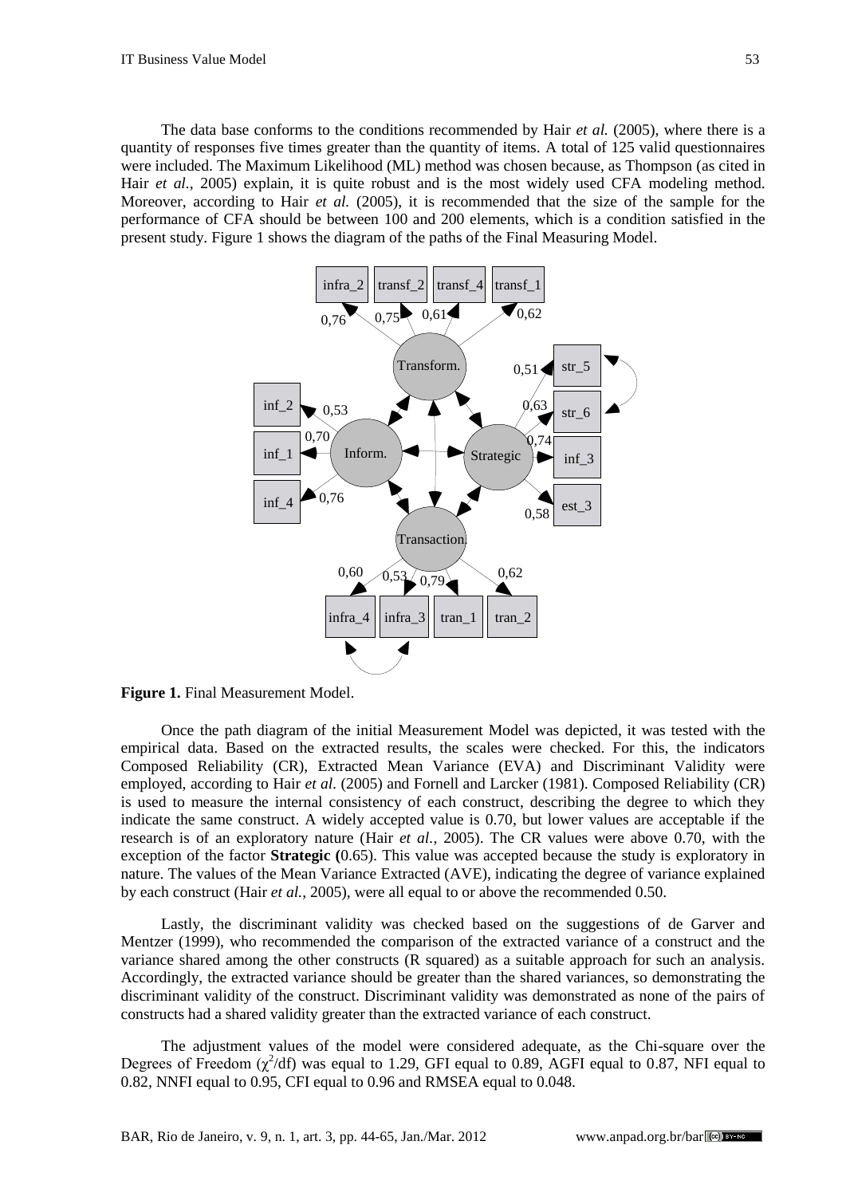The data base conforms to the conditions recommended by Hair *et al.* (2005), where there is a quantity of responses five times greater than the quantity of items. A total of 125 valid questionnaires were included. The Maximum Likelihood (ML) method was chosen because, as Thompson (as cited in Hair *et al.*, 2005) explain, it is quite robust and is the most widely used CFA modeling method. Moreover, according to Hair *et al.* (2005), it is recommended that the size of the sample for the performance of CFA should be between 100 and 200 elements, which is a condition satisfied in the present study. Figure 1 shows the diagram of the paths of the Final Measuring Model.

infra_2
transf_2
transf_4
transf_1
0,76
0,75
0,61
0,62
Transform.
0,51
str_5
inf_2
0,53
0,63
str_6
0,70
0,74
inf_1
Inform.
Strategic
inf_3
inf_4
0,76
0,58
est_3
Transaction.
0,60
0,53
0,79
0,62
infra_4
infra_3
tran_1
tran_2

**Figure 1.** Final Measurement Model.

Once the path diagram of the initial Measurement Model was depicted, it was tested with the empirical data. Based on the extracted results, the scales were checked. For this, the indicators Composed Reliability (CR), Extracted Mean Variance (EVA) and Discriminant Validity were employed, according to Hair *et al.* (2005) and Fornell and Larcker (1981). Composed Reliability (CR) is used to measure the internal consistency of each construct, describing the degree to which they indicate the same construct. A widely accepted value is 0.70, but lower values are acceptable if the research is of an exploratory nature (Hair *et al.*, 2005). The CR values were above 0.70, with the exception of the factor **Strategic (**0.65). This value was accepted because the study is exploratory in nature. The values of the Mean Variance Extracted (AVE), indicating the degree of variance explained by each construct (Hair *et al.*, 2005), were all equal to or above the recommended 0.50.

Lastly, the discriminant validity was checked based on the suggestions of de Garver and Mentzer (1999), who recommended the comparison of the extracted variance of a construct and the variance shared among the other constructs (R squared) as a suitable approach for such an analysis. Accordingly, the extracted variance should be greater than the shared variances, so demonstrating the discriminant validity of the construct. Discriminant validity was demonstrated as none of the pairs of constructs had a shared validity greater than the extracted variance of each construct.

The adjustment values of the model were considered adequate, as the Chi-square over the Degrees of Freedom ($\chi^2$/df) was equal to 1.29, GFI equal to 0.89, AGFI equal to 0.87, NFI equal to 0.82, NNFI equal to 0.95, CFI equal to 0.96 and RMSEA equal to 0.048.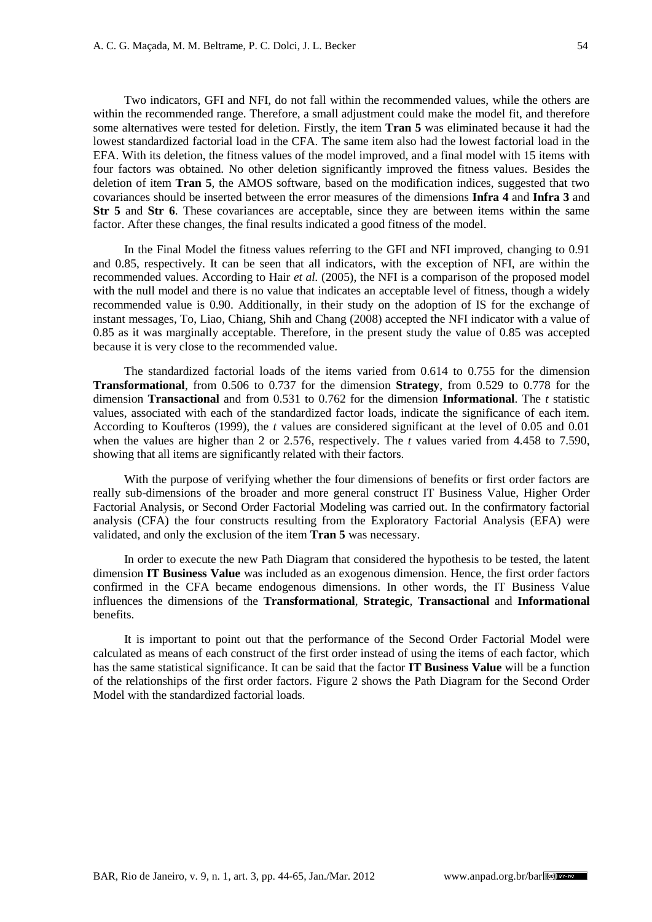Two indicators, GFI and NFI, do not fall within the recommended values, while the others are within the recommended range. Therefore, a small adjustment could make the model fit, and therefore some alternatives were tested for deletion. Firstly, the item **Tran 5** was eliminated because it had the lowest standardized factorial load in the CFA. The same item also had the lowest factorial load in the EFA. With its deletion, the fitness values of the model improved, and a final model with 15 items with four factors was obtained. No other deletion significantly improved the fitness values. Besides the deletion of item **Tran 5**, the AMOS software, based on the modification indices, suggested that two covariances should be inserted between the error measures of the dimensions **Infra 4** and **Infra 3** and **Str 5** and **Str 6**. These covariances are acceptable, since they are between items within the same factor. After these changes, the final results indicated a good fitness of the model.

In the Final Model the fitness values referring to the GFI and NFI improved, changing to 0.91 and 0.85, respectively. It can be seen that all indicators, with the exception of NFI, are within the recommended values. According to Hair *et al.* (2005), the NFI is a comparison of the proposed model with the null model and there is no value that indicates an acceptable level of fitness, though a widely recommended value is 0.90. Additionally, in their study on the adoption of IS for the exchange of instant messages, To, Liao, Chiang, Shih and Chang (2008) accepted the NFI indicator with a value of 0.85 as it was marginally acceptable. Therefore, in the present study the value of 0.85 was accepted because it is very close to the recommended value.

The standardized factorial loads of the items varied from 0.614 to 0.755 for the dimension **Transformational**, from 0.506 to 0.737 for the dimension **Strategy**, from 0.529 to 0.778 for the dimension **Transactional** and from 0.531 to 0.762 for the dimension **Informational**. The *t* statistic values, associated with each of the standardized factor loads, indicate the significance of each item. According to Koufteros (1999), the *t* values are considered significant at the level of 0.05 and 0.01 when the values are higher than 2 or 2.576, respectively. The *t* values varied from 4.458 to 7.590, showing that all items are significantly related with their factors.

With the purpose of verifying whether the four dimensions of benefits or first order factors are really sub-dimensions of the broader and more general construct IT Business Value, Higher Order Factorial Analysis, or Second Order Factorial Modeling was carried out. In the confirmatory factorial analysis (CFA) the four constructs resulting from the Exploratory Factorial Analysis (EFA) were validated, and only the exclusion of the item **Tran 5** was necessary.

In order to execute the new Path Diagram that considered the hypothesis to be tested, the latent dimension **IT Business Value** was included as an exogenous dimension. Hence, the first order factors confirmed in the CFA became endogenous dimensions. In other words, the IT Business Value influences the dimensions of the **Transformational**, **Strategic**, **Transactional** and **Informational** benefits.

It is important to point out that the performance of the Second Order Factorial Model were calculated as means of each construct of the first order instead of using the items of each factor, which has the same statistical significance. It can be said that the factor **IT Business Value** will be a function of the relationships of the first order factors. Figure 2 shows the Path Diagram for the Second Order Model with the standardized factorial loads.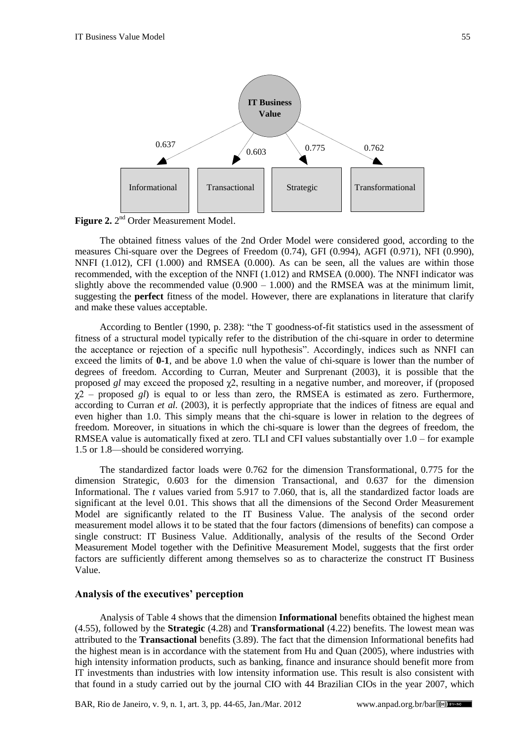IT Business Value

0.637

0.603

0.775

0.762

Informational

Transactional

Strategic

Transformational

**Figure 2.** 2[nd] Order Measurement Model.

The obtained fitness values of the 2nd Order Model were considered good, according to the measures Chi-square over the Degrees of Freedom (0.74), GFI (0.994), AGFI (0.971), NFI (0.990), NNFI (1.012), CFI (1.000) and RMSEA (0.000). As can be seen, all the values are within those recommended, with the exception of the NNFI (1.012) and RMSEA (0.000). The NNFI indicator was slightly above the recommended value (0.900 – 1.000) and the RMSEA was at the minimum limit, suggesting the **perfect** fitness of the model. However, there are explanations in literature that clarify and make these values acceptable.

According to Bentler (1990, p. 238): "the T goodness-of-fit statistics used in the assessment of fitness of a structural model typically refer to the distribution of the chi-square in order to determine the acceptance or rejection of a specific null hypothesis". Accordingly, indices such as NNFI can exceed the limits of **0-1**, and be above 1.0 when the value of chi-square is lower than the number of degrees of freedom. According to Curran, Meuter and Surprenant (2003), it is possible that the proposed *gl* may exceed the proposed $\chi 2$, resulting in a negative number, and moreover, if (proposed $\chi 2$ – proposed *gl*) is equal to or less than zero, the RMSEA is estimated as zero. Furthermore, according to Curran *et al.* (2003), it is perfectly appropriate that the indices of fitness are equal and even higher than 1.0. This simply means that the chi-square is lower in relation to the degrees of freedom. Moreover, in situations in which the chi-square is lower than the degrees of freedom, the RMSEA value is automatically fixed at zero. TLI and CFI values substantially over 1.0 – for example 1.5 or 1.8—should be considered worrying.

The standardized factor loads were 0.762 for the dimension Transformational, 0.775 for the dimension Strategic, 0.603 for the dimension Transactional, and 0.637 for the dimension Informational. The *t* values varied from 5.917 to 7.060, that is, all the standardized factor loads are significant at the level 0.01. This shows that all the dimensions of the Second Order Measurement Model are significantly related to the IT Business Value. The analysis of the second order measurement model allows it to be stated that the four factors (dimensions of benefits) can compose a single construct: IT Business Value. Additionally, analysis of the results of the Second Order Measurement Model together with the Definitive Measurement Model, suggests that the first order factors are sufficiently different among themselves so as to characterize the construct IT Business Value.

## Analysis of the executives' perception

Analysis of Table 4 shows that the dimension **Informational** benefits obtained the highest mean (4.55), followed by the **Strategic** (4.28) and **Transformational** (4.22) benefits. The lowest mean was attributed to the **Transactional** benefits (3.89). The fact that the dimension Informational benefits had the highest mean is in accordance with the statement from Hu and Quan (2005), where industries with high intensity information products, such as banking, finance and insurance should benefit more from IT investments than industries with low intensity information use. This result is also consistent with that found in a study carried out by the journal CIO with 44 Brazilian CIOs in the year 2007, which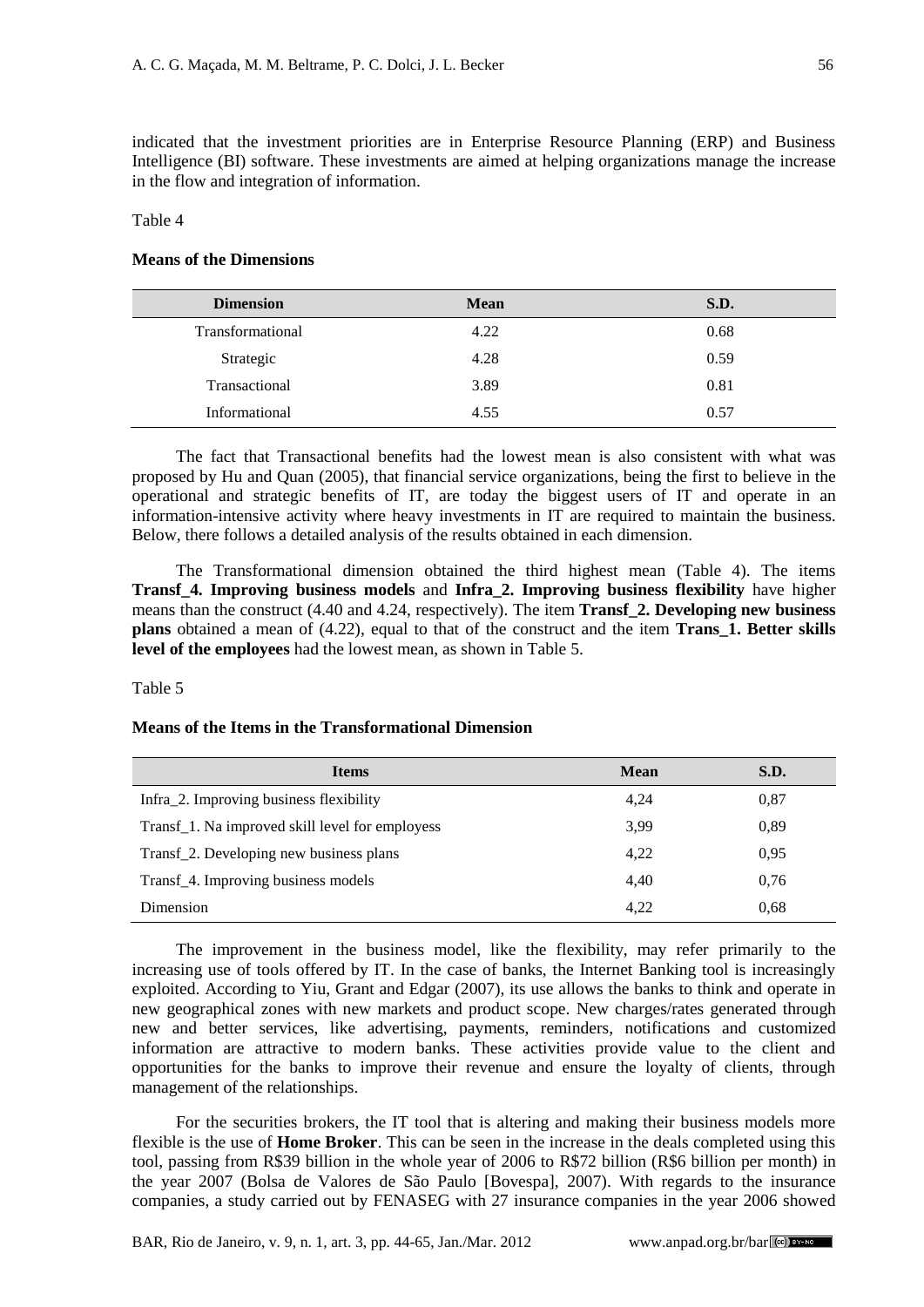indicated that the investment priorities are in Enterprise Resource Planning (ERP) and Business Intelligence (BI) software. These investments are aimed at helping organizations manage the increase in the flow and integration of information.

Table 4

**Means of the Dimensions**

| Dimension | Mean | S.D. |
|---|---|---|
| Transformational | 4.22 | 0.68 |
| Strategic | 4.28 | 0.59 |
| Transactional | 3.89 | 0.81 |
| Informational | 4.55 | 0.57 |

The fact that Transactional benefits had the lowest mean is also consistent with what was proposed by Hu and Quan (2005), that financial service organizations, being the first to believe in the operational and strategic benefits of IT, are today the biggest users of IT and operate in an information-intensive activity where heavy investments in IT are required to maintain the business. Below, there follows a detailed analysis of the results obtained in each dimension.

The Transformational dimension obtained the third highest mean (Table 4). The items **Transf_4. Improving business models** and **Infra_2. Improving business flexibility** have higher means than the construct (4.40 and 4.24, respectively). The item **Transf_2. Developing new business plans** obtained a mean of (4.22), equal to that of the construct and the item **Trans_1. Better skills level of the employees** had the lowest mean, as shown in Table 5.

Table 5

**Means of the Items in the Transformational Dimension**

| Items | Mean | S.D. |
|---|---|---|
| Infra_2. Improving business flexibility | 4,24 | 0,87 |
| Transf_1. Na improved skill level for employess | 3,99 | 0,89 |
| Transf_2. Developing new business plans | 4,22 | 0,95 |
| Transf_4. Improving business models | 4,40 | 0,76 |
| Dimension | 4,22 | 0,68 |

The improvement in the business model, like the flexibility, may refer primarily to the increasing use of tools offered by IT. In the case of banks, the Internet Banking tool is increasingly exploited. According to Yiu, Grant and Edgar (2007), its use allows the banks to think and operate in new geographical zones with new markets and product scope. New charges/rates generated through new and better services, like advertising, payments, reminders, notifications and customized information are attractive to modern banks. These activities provide value to the client and opportunities for the banks to improve their revenue and ensure the loyalty of clients, through management of the relationships.

For the securities brokers, the IT tool that is altering and making their business models more flexible is the use of **Home Broker**. This can be seen in the increase in the deals completed using this tool, passing from R$39 billion in the whole year of 2006 to R$72 billion (R$6 billion per month) in the year 2007 (Bolsa de Valores de São Paulo [Bovespa], 2007). With regards to the insurance companies, a study carried out by FENASEG with 27 insurance companies in the year 2006 showed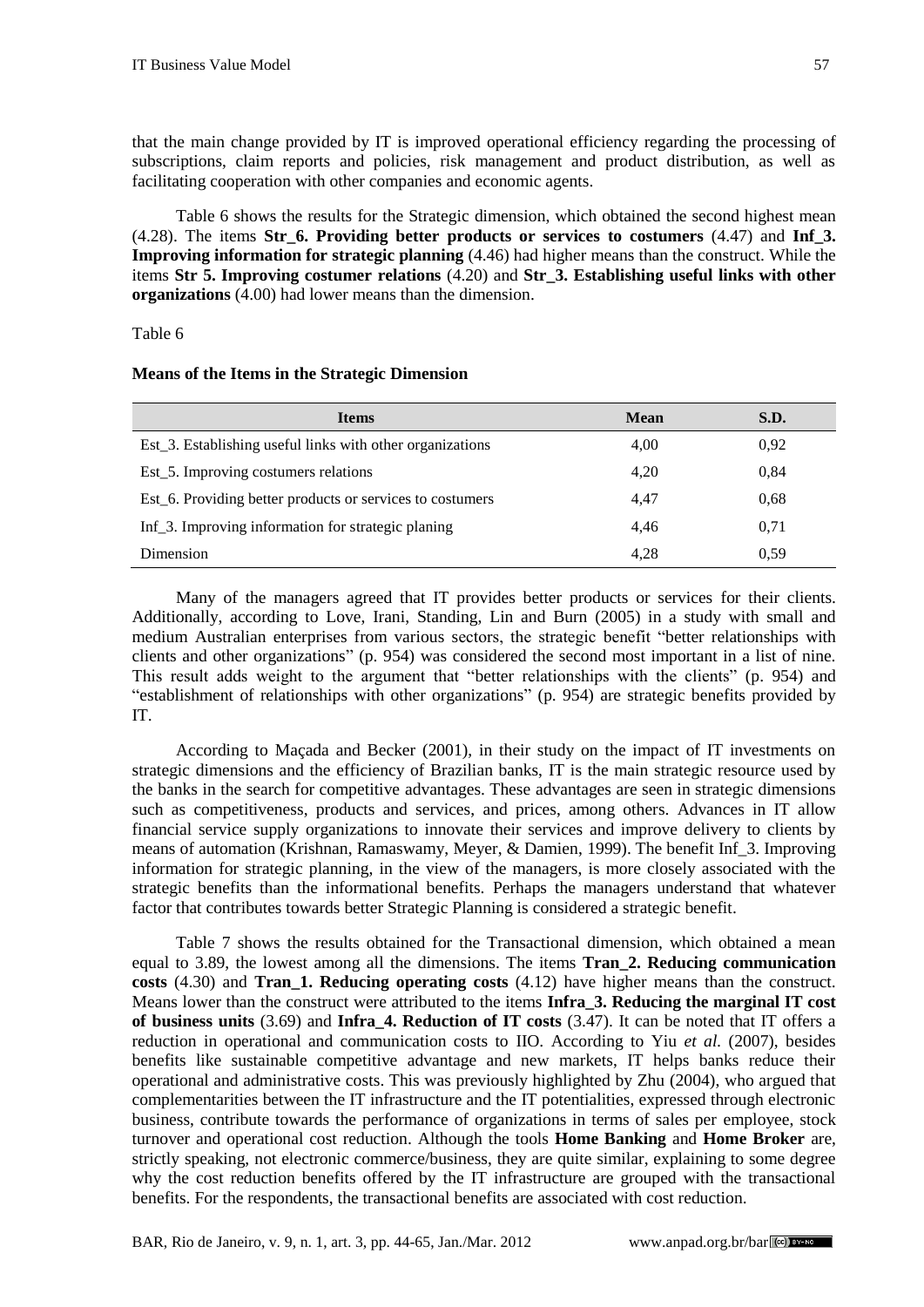that the main change provided by IT is improved operational efficiency regarding the processing of subscriptions, claim reports and policies, risk management and product distribution, as well as facilitating cooperation with other companies and economic agents.

Table 6 shows the results for the Strategic dimension, which obtained the second highest mean (4.28). The items **Str_6. Providing better products or services to costumers** (4.47) and **Inf_3. Improving information for strategic planning** (4.46) had higher means than the construct. While the items **Str 5. Improving costumer relations** (4.20) and **Str_3. Establishing useful links with other organizations** (4.00) had lower means than the dimension.

Table 6

**Means of the Items in the Strategic Dimension**

| Items | Mean | S.D. |
|---|---|---|
| Est_3. Establishing useful links with other organizations | 4,00 | 0,92 |
| Est_5. Improving costumers relations | 4,20 | 0,84 |
| Est_6. Providing better products or services to costumers | 4,47 | 0,68 |
| Inf_3. Improving information for strategic planing | 4,46 | 0,71 |
| Dimension | 4,28 | 0,59 |

Many of the managers agreed that IT provides better products or services for their clients. Additionally, according to Love, Irani, Standing, Lin and Burn (2005) in a study with small and medium Australian enterprises from various sectors, the strategic benefit "better relationships with clients and other organizations" (p. 954) was considered the second most important in a list of nine. This result adds weight to the argument that "better relationships with the clients" (p. 954) and "establishment of relationships with other organizations" (p. 954) are strategic benefits provided by IT.

According to Maçada and Becker (2001), in their study on the impact of IT investments on strategic dimensions and the efficiency of Brazilian banks, IT is the main strategic resource used by the banks in the search for competitive advantages. These advantages are seen in strategic dimensions such as competitiveness, products and services, and prices, among others. Advances in IT allow financial service supply organizations to innovate their services and improve delivery to clients by means of automation (Krishnan, Ramaswamy, Meyer, & Damien, 1999). The benefit Inf_3. Improving information for strategic planning, in the view of the managers, is more closely associated with the strategic benefits than the informational benefits. Perhaps the managers understand that whatever factor that contributes towards better Strategic Planning is considered a strategic benefit.

Table 7 shows the results obtained for the Transactional dimension, which obtained a mean equal to 3.89, the lowest among all the dimensions. The items **Tran_2. Reducing communication costs** (4.30) and **Tran_1. Reducing operating costs** (4.12) have higher means than the construct. Means lower than the construct were attributed to the items **Infra_3. Reducing the marginal IT cost of business units** (3.69) and **Infra_4. Reduction of IT costs** (3.47). It can be noted that IT offers a reduction in operational and communication costs to IIO. According to Yiu *et al.* (2007), besides benefits like sustainable competitive advantage and new markets, IT helps banks reduce their operational and administrative costs. This was previously highlighted by Zhu (2004), who argued that complementarities between the IT infrastructure and the IT potentialities, expressed through electronic business, contribute towards the performance of organizations in terms of sales per employee, stock turnover and operational cost reduction. Although the tools **Home Banking** and **Home Broker** are, strictly speaking, not electronic commerce/business, they are quite similar, explaining to some degree why the cost reduction benefits offered by the IT infrastructure are grouped with the transactional benefits. For the respondents, the transactional benefits are associated with cost reduction.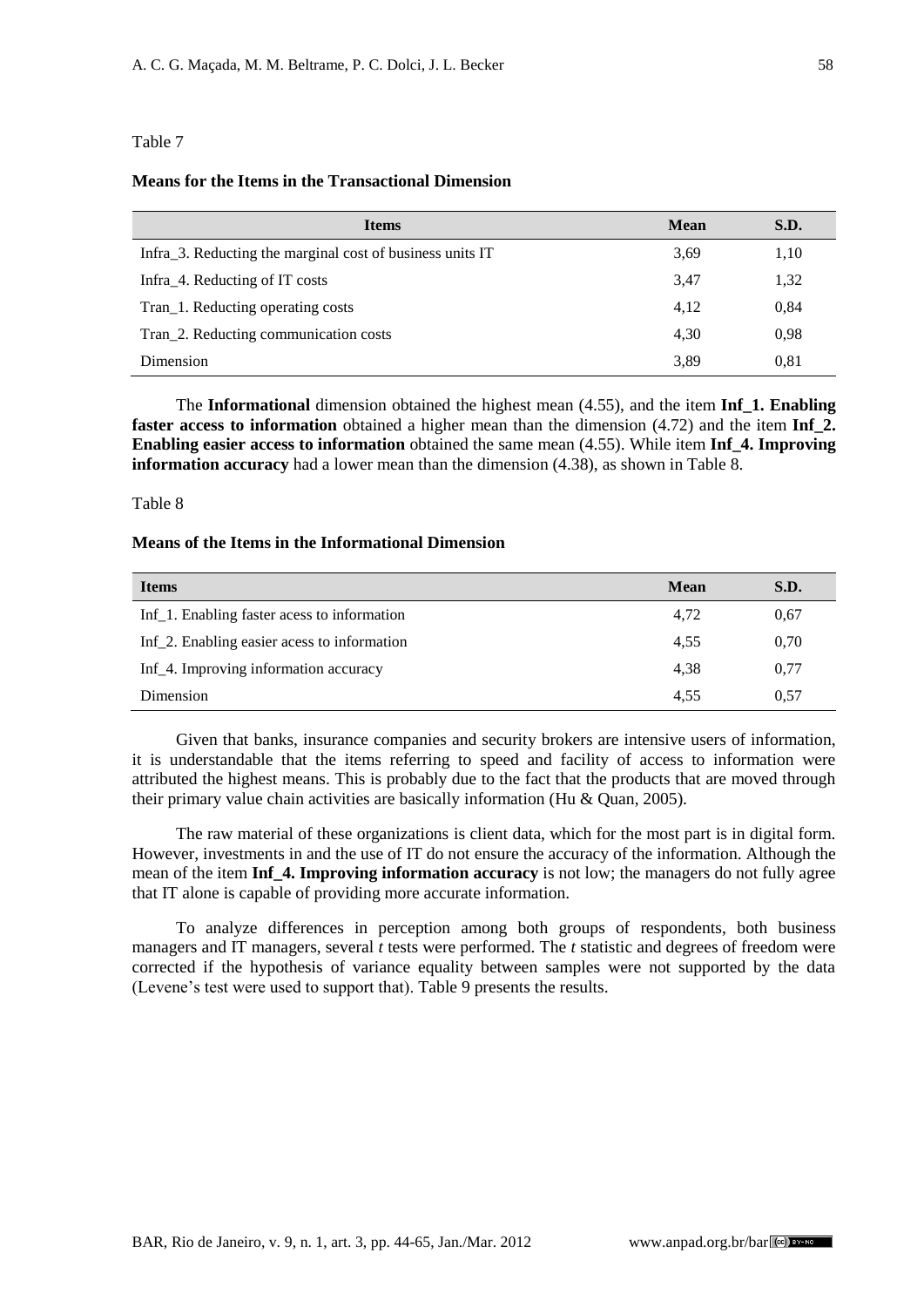Table 7

**Means for the Items in the Transactional Dimension**

| Items | Mean | S.D. |
|---|---|---|
| Infra_3. Reducting the marginal cost of business units IT | 3,69 | 1,10 |
| Infra_4. Reducting of IT costs | 3,47 | 1,32 |
| Tran_1. Reducting operating costs | 4,12 | 0,84 |
| Tran_2. Reducting communication costs | 4,30 | 0,98 |
| Dimension | 3,89 | 0,81 |

The **Informational** dimension obtained the highest mean (4.55), and the item **Inf_1. Enabling faster access to information** obtained a higher mean than the dimension (4.72) and the item **Inf_2. Enabling easier access to information** obtained the same mean (4.55). While item **Inf_4. Improving information accuracy** had a lower mean than the dimension (4.38), as shown in Table 8.

Table 8

**Means of the Items in the Informational Dimension**

| Items | Mean | S.D. |
|---|---|---|
| Inf_1. Enabling faster acess to information | 4,72 | 0,67 |
| Inf_2. Enabling easier acess to information | 4,55 | 0,70 |
| Inf_4. Improving information accuracy | 4,38 | 0,77 |
| Dimension | 4,55 | 0,57 |

Given that banks, insurance companies and security brokers are intensive users of information, it is understandable that the items referring to speed and facility of access to information were attributed the highest means. This is probably due to the fact that the products that are moved through their primary value chain activities are basically information (Hu & Quan, 2005).

The raw material of these organizations is client data, which for the most part is in digital form. However, investments in and the use of IT do not ensure the accuracy of the information. Although the mean of the item **Inf_4. Improving information accuracy** is not low; the managers do not fully agree that IT alone is capable of providing more accurate information.

To analyze differences in perception among both groups of respondents, both business managers and IT managers, several *t* tests were performed. The *t* statistic and degrees of freedom were corrected if the hypothesis of variance equality between samples were not supported by the data (Levene's test were used to support that). Table 9 presents the results.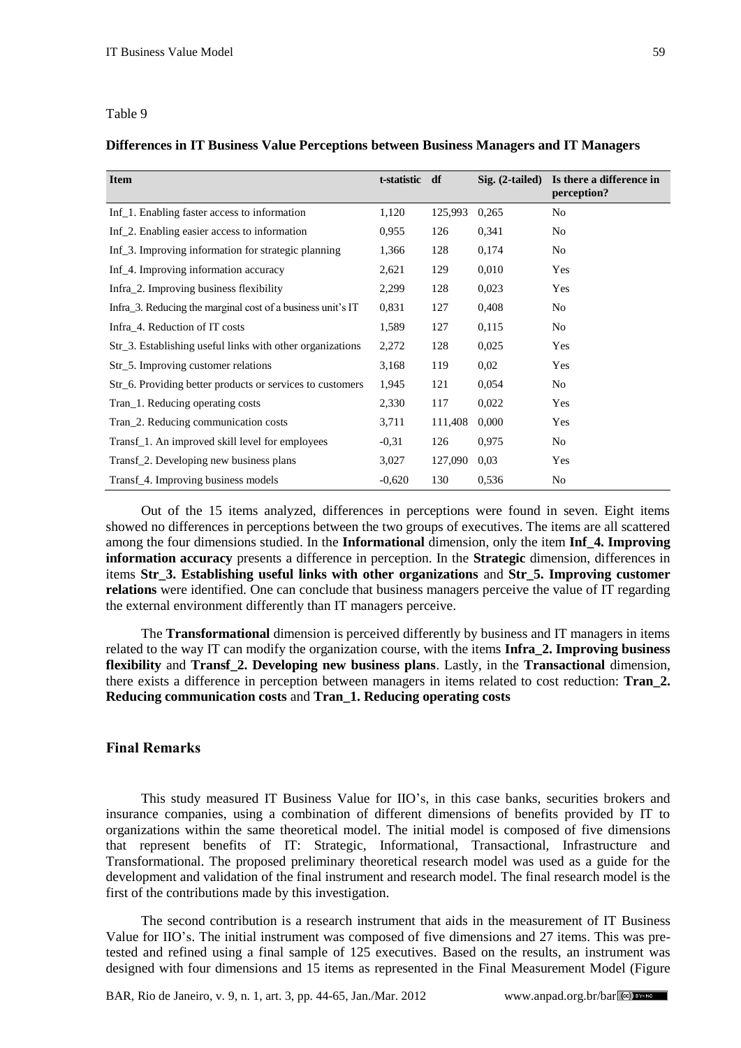Table 9

**Differences in IT Business Value Perceptions between Business Managers and IT Managers**

| Item | t-statistic | df | Sig. (2-tailed) | Is there a difference in perception? |
|---|---|---|---|---|
| Inf_1. Enabling faster access to information | 1,120 | 125,993 | 0,265 | No |
| Inf_2. Enabling easier access to information | 0,955 | 126 | 0,341 | No |
| Inf_3. Improving information for strategic planning | 1,366 | 128 | 0,174 | No |
| Inf_4. Improving information accuracy | 2,621 | 129 | 0,010 | Yes |
| Infra_2. Improving business flexibility | 2,299 | 128 | 0,023 | Yes |
| Infra_3. Reducing the marginal cost of a business unit's IT | 0,831 | 127 | 0,408 | No |
| Infra_4. Reduction of IT costs | 1,589 | 127 | 0,115 | No |
| Str_3. Establishing useful links with other organizations | 2,272 | 128 | 0,025 | Yes |
| Str_5. Improving customer relations | 3,168 | 119 | 0,02 | Yes |
| Str_6. Providing better products or services to customers | 1,945 | 121 | 0,054 | No |
| Tran_1. Reducing operating costs | 2,330 | 117 | 0,022 | Yes |
| Tran_2. Reducing communication costs | 3,711 | 111,408 | 0,000 | Yes |
| Transf_1. An improved skill level for employees | -0,31 | 126 | 0,975 | No |
| Transf_2. Developing new business plans | 3,027 | 127,090 | 0,03 | Yes |
| Transf_4. Improving business models | -0,620 | 130 | 0,536 | No |

Out of the 15 items analyzed, differences in perceptions were found in seven. Eight items showed no differences in perceptions between the two groups of executives. The items are all scattered among the four dimensions studied. In the **Informational** dimension, only the item **Inf_4. Improving information accuracy** presents a difference in perception. In the **Strategic** dimension, differences in items **Str_3. Establishing useful links with other organizations** and **Str_5. Improving customer relations** were identified. One can conclude that business managers perceive the value of IT regarding the external environment differently than IT managers perceive.

The **Transformational** dimension is perceived differently by business and IT managers in items related to the way IT can modify the organization course, with the items **Infra_2. Improving business flexibility** and **Transf_2. Developing new business plans**. Lastly, in the **Transactional** dimension, there exists a difference in perception between managers in items related to cost reduction: **Tran_2. Reducing communication costs** and **Tran_1. Reducing operating costs**

## Final Remarks

This study measured IT Business Value for IIO's, in this case banks, securities brokers and insurance companies, using a combination of different dimensions of benefits provided by IT to organizations within the same theoretical model. The initial model is composed of five dimensions that represent benefits of IT: Strategic, Informational, Transactional, Infrastructure and Transformational. The proposed preliminary theoretical research model was used as a guide for the development and validation of the final instrument and research model. The final research model is the first of the contributions made by this investigation.

The second contribution is a research instrument that aids in the measurement of IT Business Value for IIO's. The initial instrument was composed of five dimensions and 27 items. This was pre-tested and refined using a final sample of 125 executives. Based on the results, an instrument was designed with four dimensions and 15 items as represented in the Final Measurement Model (Figure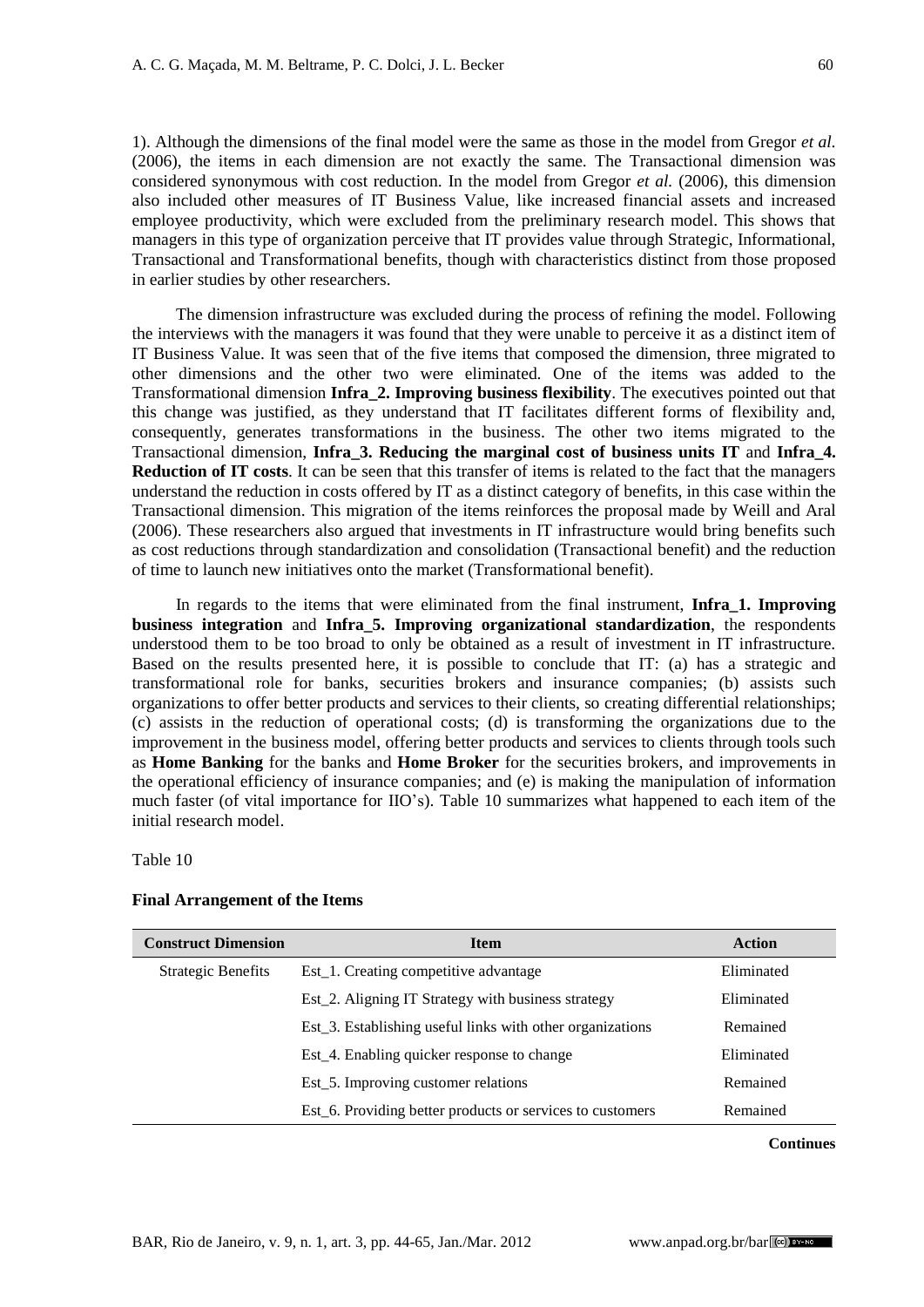1). Although the dimensions of the final model were the same as those in the model from Gregor *et al.* (2006), the items in each dimension are not exactly the same. The Transactional dimension was considered synonymous with cost reduction. In the model from Gregor *et al.* (2006), this dimension also included other measures of IT Business Value, like increased financial assets and increased employee productivity, which were excluded from the preliminary research model. This shows that managers in this type of organization perceive that IT provides value through Strategic, Informational, Transactional and Transformational benefits, though with characteristics distinct from those proposed in earlier studies by other researchers.

The dimension infrastructure was excluded during the process of refining the model. Following the interviews with the managers it was found that they were unable to perceive it as a distinct item of IT Business Value. It was seen that of the five items that composed the dimension, three migrated to other dimensions and the other two were eliminated. One of the items was added to the Transformational dimension **Infra_2. Improving business flexibility**. The executives pointed out that this change was justified, as they understand that IT facilitates different forms of flexibility and, consequently, generates transformations in the business. The other two items migrated to the Transactional dimension, **Infra_3. Reducing the marginal cost of business units IT** and **Infra_4. Reduction of IT costs**. It can be seen that this transfer of items is related to the fact that the managers understand the reduction in costs offered by IT as a distinct category of benefits, in this case within the Transactional dimension. This migration of the items reinforces the proposal made by Weill and Aral (2006). These researchers also argued that investments in IT infrastructure would bring benefits such as cost reductions through standardization and consolidation (Transactional benefit) and the reduction of time to launch new initiatives onto the market (Transformational benefit).

In regards to the items that were eliminated from the final instrument, **Infra_1. Improving business integration** and **Infra_5. Improving organizational standardization**, the respondents understood them to be too broad to only be obtained as a result of investment in IT infrastructure. Based on the results presented here, it is possible to conclude that IT: (a) has a strategic and transformational role for banks, securities brokers and insurance companies; (b) assists such organizations to offer better products and services to their clients, so creating differential relationships; (c) assists in the reduction of operational costs; (d) is transforming the organizations due to the improvement in the business model, offering better products and services to clients through tools such as **Home Banking** for the banks and **Home Broker** for the securities brokers, and improvements in the operational efficiency of insurance companies; and (e) is making the manipulation of information much faster (of vital importance for IIO's). Table 10 summarizes what happened to each item of the initial research model.

Table 10

**Final Arrangement of the Items**

| Construct Dimension | Item | Action |
|---|---|---|
| Strategic Benefits | Est_1. Creating competitive advantage | Eliminated |
| | Est_2. Aligning IT Strategy with business strategy | Eliminated |
| | Est_3. Establishing useful links with other organizations | Remained |
| | Est_4. Enabling quicker response to change | Eliminated |
| | Est_5. Improving customer relations | Remained |
| | Est_6. Providing better products or services to customers | Remained |

**Continues**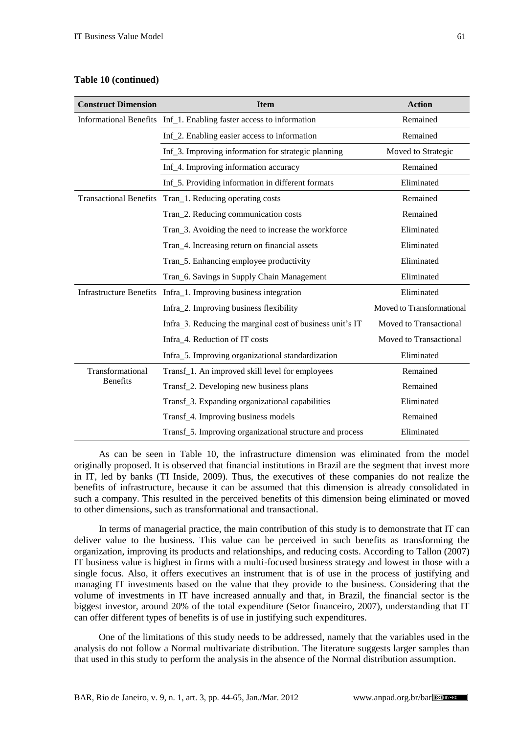**Table 10 (continued)**

| Construct Dimension | Item | Action |
|---|---|---|
| Informational Benefits | Inf_1. Enabling faster access to information | Remained |
| | Inf_2. Enabling easier access to information | Remained |
| | Inf_3. Improving information for strategic planning | Moved to Strategic |
| | Inf_4. Improving information accuracy | Remained |
| | Inf_5. Providing information in different formats | Eliminated |
| Transactional Benefits | Tran_1. Reducing operating costs | Remained |
| | Tran_2. Reducing communication costs | Remained |
| | Tran_3. Avoiding the need to increase the workforce | Eliminated |
| | Tran_4. Increasing return on financial assets | Eliminated |
| | Tran_5. Enhancing employee productivity | Eliminated |
| | Tran_6. Savings in Supply Chain Management | Eliminated |
| Infrastructure Benefits | Infra_1. Improving business integration | Eliminated |
| | Infra_2. Improving business flexibility | Moved to Transformational |
| | Infra_3. Reducing the marginal cost of business unit's IT | Moved to Transactional |
| | Infra_4. Reduction of IT costs | Moved to Transactional |
| | Infra_5. Improving organizational standardization | Eliminated |
| Transformational Benefits | Transf_1. An improved skill level for employees | Remained |
| | Transf_2. Developing new business plans | Remained |
| | Transf_3. Expanding organizational capabilities | Eliminated |
| | Transf_4. Improving business models | Remained |
| | Transf_5. Improving organizational structure and process | Eliminated |

As can be seen in Table 10, the infrastructure dimension was eliminated from the model originally proposed. It is observed that financial institutions in Brazil are the segment that invest more in IT, led by banks (TI Inside, 2009). Thus, the executives of these companies do not realize the benefits of infrastructure, because it can be assumed that this dimension is already consolidated in such a company. This resulted in the perceived benefits of this dimension being eliminated or moved to other dimensions, such as transformational and transactional.

In terms of managerial practice, the main contribution of this study is to demonstrate that IT can deliver value to the business. This value can be perceived in such benefits as transforming the organization, improving its products and relationships, and reducing costs. According to Tallon (2007) IT business value is highest in firms with a multi-focused business strategy and lowest in those with a single focus. Also, it offers executives an instrument that is of use in the process of justifying and managing IT investments based on the value that they provide to the business. Considering that the volume of investments in IT have increased annually and that, in Brazil, the financial sector is the biggest investor, around 20% of the total expenditure (Setor financeiro, 2007), understanding that IT can offer different types of benefits is of use in justifying such expenditures.

One of the limitations of this study needs to be addressed, namely that the variables used in the analysis do not follow a Normal multivariate distribution. The literature suggests larger samples than that used in this study to perform the analysis in the absence of the Normal distribution assumption.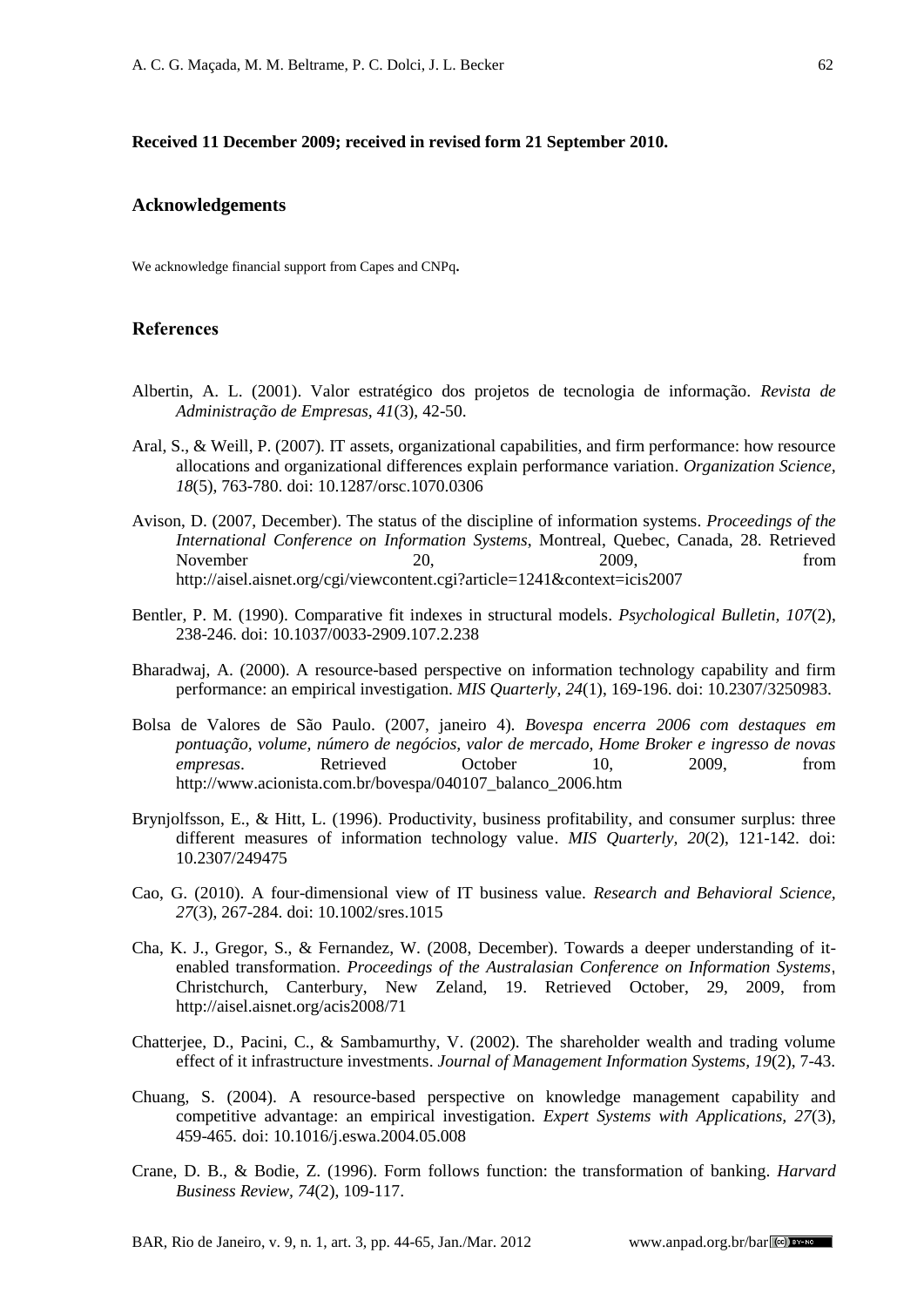**Received 11 December 2009; received in revised form 21 September 2010.**

## Acknowledgements

We acknowledge financial support from Capes and CNPq**.**

## References

Albertin, A. L. (2001). Valor estratégico dos projetos de tecnologia de informação. *Revista de Administração de Empresas, 41*(3), 42-50.

Aral, S., & Weill, P. (2007). IT assets, organizational capabilities, and firm performance: how resource allocations and organizational differences explain performance variation. *Organization Science, 18*(5), 763-780. doi: 10.1287/orsc.1070.0306

Avison, D. (2007, December). The status of the discipline of information systems. *Proceedings of the International Conference on Information Systems*, Montreal, Quebec, Canada, 28. Retrieved November 20, 2009, from http://aisel.aisnet.org/cgi/viewcontent.cgi?article=1241&context=icis2007

Bentler, P. M. (1990). Comparative fit indexes in structural models. *Psychological Bulletin, 107*(2), 238-246. doi: 10.1037/0033-2909.107.2.238

Bharadwaj, A. (2000). A resource-based perspective on information technology capability and firm performance: an empirical investigation. *MIS Quarterly, 24*(1), 169-196. doi: 10.2307/3250983.

Bolsa de Valores de São Paulo. (2007, janeiro 4). *Bovespa encerra 2006 com destaques em pontuação, volume, número de negócios, valor de mercado, Home Broker e ingresso de novas empresas*. Retrieved October 10, 2009, from http://www.acionista.com.br/bovespa/040107_balanco_2006.htm

Brynjolfsson, E., & Hitt, L. (1996). Productivity, business profitability, and consumer surplus: three different measures of information technology value. *MIS Quarterly, 20*(2), 121-142. doi: 10.2307/249475

Cao, G. (2010). A four-dimensional view of IT business value. *Research and Behavioral Science, 27*(3), 267-284. doi: 10.1002/sres.1015

Cha, K. J., Gregor, S., & Fernandez, W. (2008, December). Towards a deeper understanding of it-enabled transformation. *Proceedings of the Australasian Conference on Information Systems*, Christchurch, Canterbury, New Zeland, 19. Retrieved October, 29, 2009, from http://aisel.aisnet.org/acis2008/71

Chatterjee, D., Pacini, C., & Sambamurthy, V. (2002). The shareholder wealth and trading volume effect of it infrastructure investments. *Journal of Management Information Systems, 19*(2), 7-43.

Chuang, S. (2004). A resource-based perspective on knowledge management capability and competitive advantage: an empirical investigation. *Expert Systems with Applications, 27*(3), 459-465. doi: 10.1016/j.eswa.2004.05.008

Crane, D. B., & Bodie, Z. (1996). Form follows function: the transformation of banking. *Harvard Business Review, 74*(2), 109-117.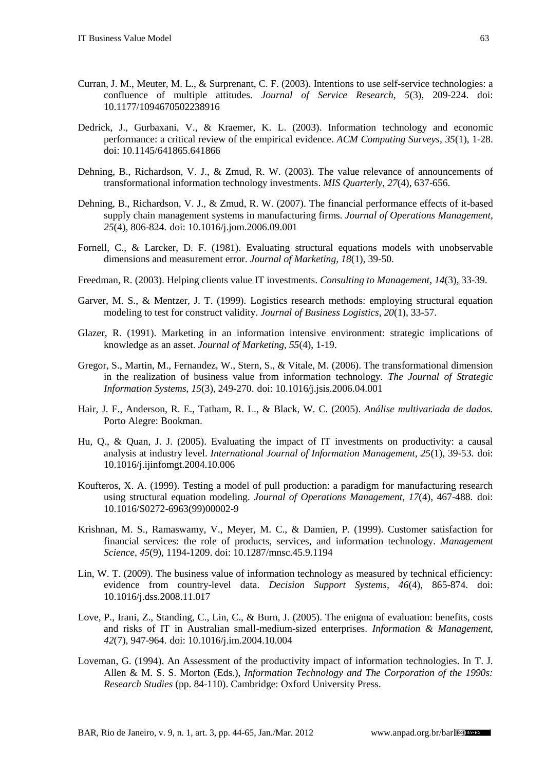Curran, J. M., Meuter, M. L., & Surprenant, C. F. (2003). Intentions to use self-service technologies: a confluence of multiple attitudes. *Journal of Service Research, 5*(3), 209-224. doi: 10.1177/1094670502238916

Dedrick, J., Gurbaxani, V., & Kraemer, K. L. (2003). Information technology and economic performance: a critical review of the empirical evidence. *ACM Computing Surveys*, *35*(1), 1-28. doi: 10.1145/641865.641866

Dehning, B., Richardson, V. J., & Zmud, R. W. (2003). The value relevance of announcements of transformational information technology investments. *MIS Quarterly, 27*(4), 637-656.

Dehning, B., Richardson, V. J., & Zmud, R. W. (2007). The financial performance effects of it-based supply chain management systems in manufacturing firms. *Journal of Operations Management, 25*(4), 806-824. doi: 10.1016/j.jom.2006.09.001

Fornell, C., & Larcker, D. F. (1981). Evaluating structural equations models with unobservable dimensions and measurement error. *Journal of Marketing, 18*(1), 39-50.

Freedman, R. (2003). Helping clients value IT investments. *Consulting to Management, 14*(3), 33-39.

Garver, M. S., & Mentzer, J. T. (1999). Logistics research methods: employing structural equation modeling to test for construct validity. *Journal of Business Logistics, 20*(1), 33-57.

Glazer, R. (1991). Marketing in an information intensive environment: strategic implications of knowledge as an asset. *Journal of Marketing, 55*(4), 1-19.

Gregor, S., Martin, M., Fernandez, W., Stern, S., & Vitale, M. (2006). The transformational dimension in the realization of business value from information technology. *The Journal of Strategic Information Systems, 15*(3), 249-270. doi: 10.1016/j.jsis.2006.04.001

Hair, J. F., Anderson, R. E., Tatham, R. L., & Black, W. C. (2005). *Análise multivariada de dados.* Porto Alegre: Bookman.

Hu, Q., & Quan, J. J. (2005). Evaluating the impact of IT investments on productivity: a causal analysis at industry level. *International Journal of Information Management, 25*(1), 39-53. doi: 10.1016/j.ijinfomgt.2004.10.006

Koufteros, X. A. (1999). Testing a model of pull production: a paradigm for manufacturing research using structural equation modeling. *Journal of Operations Management, 17*(4), 467-488. doi: 10.1016/S0272-6963(99)00002-9

Krishnan, M. S., Ramaswamy, V., Meyer, M. C., & Damien, P. (1999). Customer satisfaction for financial services: the role of products, services, and information technology. *Management Science, 45*(9), 1194-1209. doi: 10.1287/mnsc.45.9.1194

Lin, W. T. (2009). The business value of information technology as measured by technical efficiency: evidence from country-level data. *Decision Support Systems, 46*(4), 865-874. doi: 10.1016/j.dss.2008.11.017

Love, P., Irani, Z., Standing, C., Lin, C., & Burn, J. (2005). The enigma of evaluation: benefits, costs and risks of IT in Australian small-medium-sized enterprises. *Information & Management, 42*(7), 947-964. doi: 10.1016/j.im.2004.10.004

Loveman, G. (1994). An Assessment of the productivity impact of information technologies. In T. J. Allen & M. S. S. Morton (Eds.), *Information Technology and The Corporation of the 1990s: Research Studies* (pp. 84-110). Cambridge: Oxford University Press.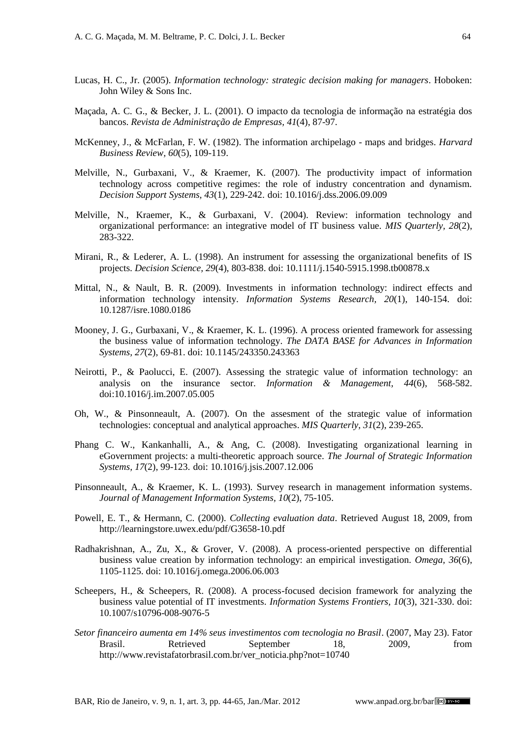Lucas, H. C., Jr. (2005). *Information technology: strategic decision making for managers*. Hoboken: John Wiley & Sons Inc.

Maçada, A. C. G., & Becker, J. L. (2001). O impacto da tecnologia de informação na estratégia dos bancos. *Revista de Administração de Empresas, 41*(4), 87-97.

McKenney, J., & McFarlan, F. W. (1982). The information archipelago - maps and bridges. *Harvard Business Review, 60*(5), 109-119.

Melville, N., Gurbaxani, V., & Kraemer, K. (2007). The productivity impact of information technology across competitive regimes: the role of industry concentration and dynamism. *Decision Support Systems, 43*(1), 229-242. doi: 10.1016/j.dss.2006.09.009

Melville, N., Kraemer, K., & Gurbaxani, V. (2004). Review: information technology and organizational performance: an integrative model of IT business value. *MIS Quarterly, 28*(2), 283-322.

Mirani, R., & Lederer, A. L. (1998). An instrument for assessing the organizational benefits of IS projects. *Decision Science, 29*(4), 803-838. doi: 10.1111/j.1540-5915.1998.tb00878.x

Mittal, N., & Nault, B. R. (2009). Investments in information technology: indirect effects and information technology intensity. *Information Systems Research, 20*(1), 140-154. doi: 10.1287/isre.1080.0186

Mooney, J. G., Gurbaxani, V., & Kraemer, K. L. (1996). A process oriented framework for assessing the business value of information technology. *The DATA BASE for Advances in Information Systems, 27*(2), 69-81. doi: 10.1145/243350.243363

Neirotti, P., & Paolucci, E. (2007). Assessing the strategic value of information technology: an analysis on the insurance sector. *Information & Management, 44*(6), 568-582. doi:10.1016/j.im.2007.05.005

Oh, W., & Pinsonneault, A. (2007). On the assesment of the strategic value of information technologies: conceptual and analytical approaches. *MIS Quarterly, 31*(2), 239-265.

Phang C. W., Kankanhalli, A., & Ang, C. (2008). Investigating organizational learning in eGovernment projects: a multi-theoretic approach source. *The Journal of Strategic Information Systems, 17*(2), 99-123. doi: 10.1016/j.jsis.2007.12.006

Pinsonneault, A., & Kraemer, K. L. (1993). Survey research in management information systems. *Journal of Management Information Systems, 10*(2), 75-105.

Powell, E. T., & Hermann, C. (2000). *Collecting evaluation data*. Retrieved August 18, 2009, from http://learningstore.uwex.edu/pdf/G3658-10.pdf

Radhakrishnan, A., Zu, X., & Grover, V. (2008). A process-oriented perspective on differential business value creation by information technology: an empirical investigation. *Omega, 36*(6), 1105-1125. doi: 10.1016/j.omega.2006.06.003

Scheepers, H., & Scheepers, R. (2008). A process-focused decision framework for analyzing the business value potential of IT investments. *Information Systems Frontiers, 10*(3), 321-330. doi: 10.1007/s10796-008-9076-5

*Setor financeiro aumenta em 14% seus investimentos com tecnologia no Brasil*. (2007, May 23). Fator Brasil. Retrieved September 18, 2009, from http://www.revistafatorbrasil.com.br/ver_noticia.php?not=10740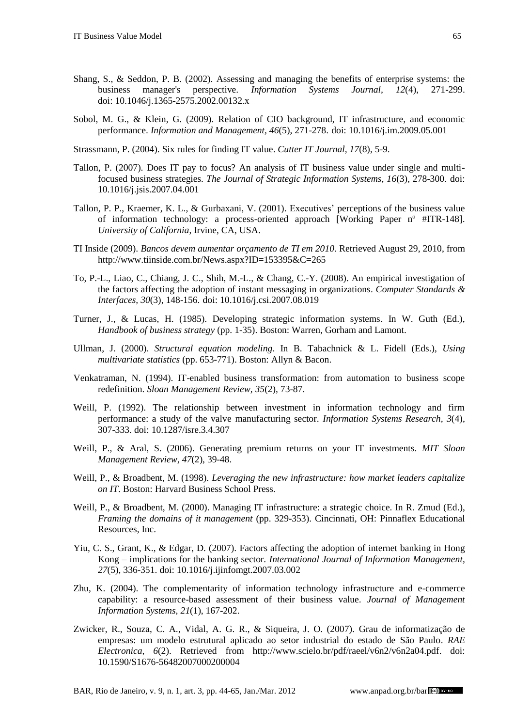Shang, S., & Seddon, P. B. (2002). Assessing and managing the benefits of enterprise systems: the business manager's perspective. *Information Systems Journal, 12*(4), 271-299. doi: 10.1046/j.1365-2575.2002.00132.x

Sobol, M. G., & Klein, G. (2009). Relation of CIO background, IT infrastructure, and economic performance. *Information and Management*, *46*(5), 271-278. doi: 10.1016/j.im.2009.05.001

Strassmann, P. (2004). Six rules for finding IT value. *Cutter IT Journal*, *17*(8), 5-9.

Tallon, P. (2007). Does IT pay to focus? An analysis of IT business value under single and multi-focused business strategies. *The Journal of Strategic Information Systems, 16*(3), 278-300. doi: 10.1016/j.jsis.2007.04.001

Tallon, P. P., Kraemer, K. L., & Gurbaxani, V. (2001). Executives' perceptions of the business value of information technology: a process-oriented approach [Working Paper nº #ITR-148]. *University of California*, Irvine, CA, USA.

TI Inside (2009). *Bancos devem aumentar orçamento de TI em 2010*. Retrieved August 29, 2010, from http://www.tiinside.com.br/News.aspx?ID=153395&C=265

To, P.-L., Liao, C., Chiang, J. C., Shih, M.-L., & Chang, C.-Y. (2008). An empirical investigation of the factors affecting the adoption of instant messaging in organizations. *Computer Standards & Interfaces, 30*(3), 148-156. doi: 10.1016/j.csi.2007.08.019

Turner, J., & Lucas, H. (1985). Developing strategic information systems. In W. Guth (Ed.), *Handbook of business strategy* (pp. 1-35). Boston: Warren, Gorham and Lamont.

Ullman, J. (2000). *Structural equation modeling*. In B. Tabachnick & L. Fidell (Eds.), *Using multivariate statistics* (pp. 653-771). Boston: Allyn & Bacon.

Venkatraman, N. (1994). IT-enabled business transformation: from automation to business scope redefinition. *Sloan Management Review, 35*(2), 73-87.

Weill, P. (1992). The relationship between investment in information technology and firm performance: a study of the valve manufacturing sector. *Information Systems Research*, *3*(4), 307-333. doi: 10.1287/isre.3.4.307

Weill, P., & Aral, S. (2006). Generating premium returns on your IT investments. *MIT Sloan Management Review*, *47*(2), 39-48.

Weill, P., & Broadbent, M. (1998). *Leveraging the new infrastructure: how market leaders capitalize on IT*. Boston: Harvard Business School Press.

Weill, P., & Broadbent, M. (2000). Managing IT infrastructure: a strategic choice. In R. Zmud (Ed.), *Framing the domains of it management* (pp. 329-353). Cincinnati, OH: Pinnaflex Educational Resources, Inc.

Yiu, C. S., Grant, K., & Edgar, D. (2007). Factors affecting the adoption of internet banking in Hong Kong – implications for the banking sector. *International Journal of Information Management, 27*(5), 336-351. doi: 10.1016/j.ijinfomgt.2007.03.002

Zhu, K. (2004). The complementarity of information technology infrastructure and e-commerce capability: a resource-based assessment of their business value. *Journal of Management Information Systems, 21*(1), 167-202.

Zwicker, R., Souza, C. A., Vidal, A. G. R., & Siqueira, J. O. (2007). Grau de informatização de empresas: um modelo estrutural aplicado ao setor industrial do estado de São Paulo. *RAE Electronica, 6*(2). Retrieved from http://www.scielo.br/pdf/raeel/v6n2/v6n2a04.pdf. doi: 10.1590/S1676-56482007000200004